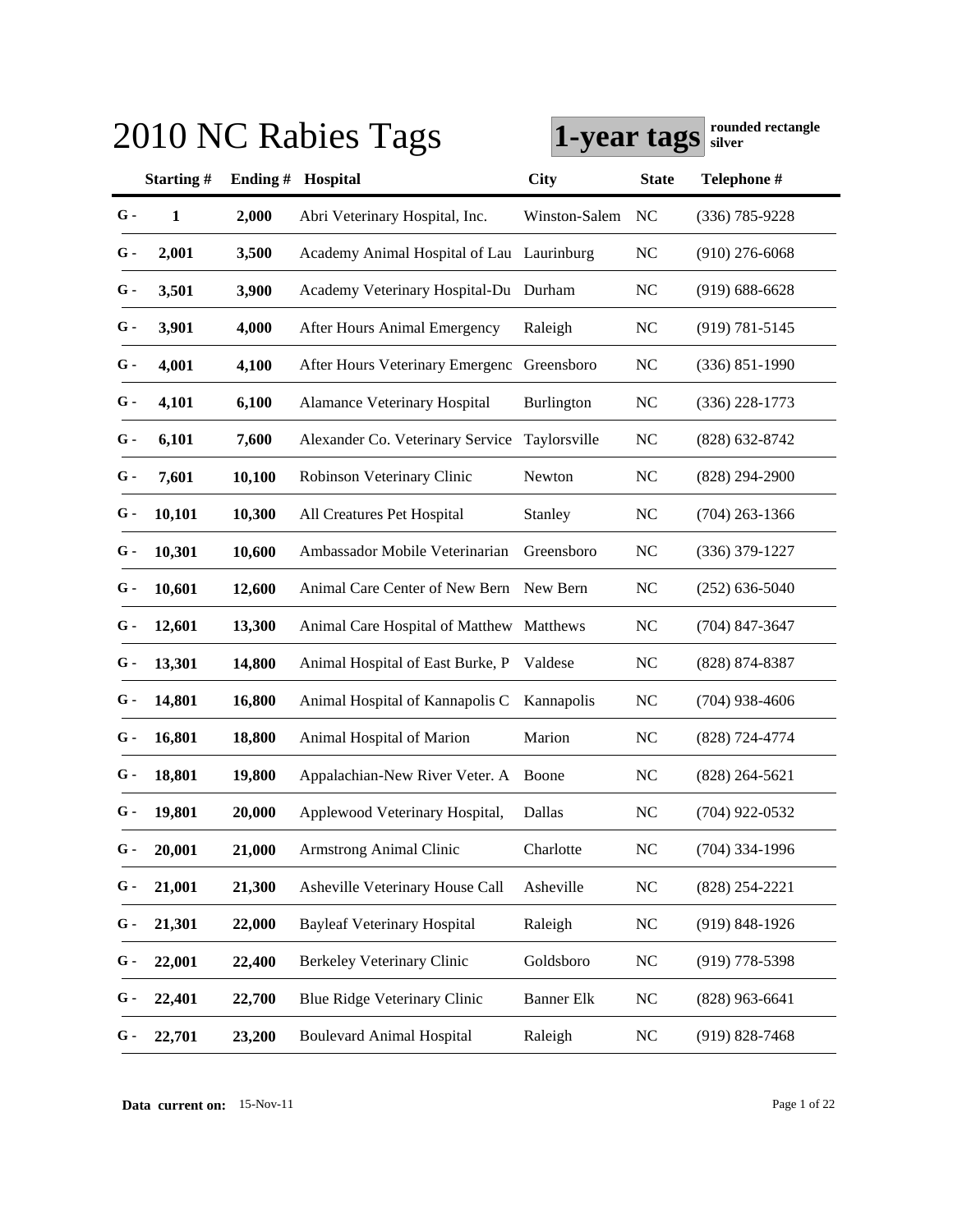# 2010 NC Rabies Tags

**1-year tags** **rounded rectangle silver**

| | Starting # | Ending # | Hospital | City | State | Telephone # |
|---|---|---|---|---|---|---|
| G - | 1 | 2,000 | Abri Veterinary Hospital, Inc. | Winston-Salem | NC | (336) 785-9228 |
| G - | 2,001 | 3,500 | Academy Animal Hospital of Lau | Laurinburg | NC | (910) 276-6068 |
| G - | 3,501 | 3,900 | Academy Veterinary Hospital-Du | Durham | NC | (919) 688-6628 |
| G - | 3,901 | 4,000 | After Hours Animal Emergency | Raleigh | NC | (919) 781-5145 |
| G - | 4,001 | 4,100 | After Hours Veterinary Emergenc | Greensboro | NC | (336) 851-1990 |
| G - | 4,101 | 6,100 | Alamance Veterinary Hospital | Burlington | NC | (336) 228-1773 |
| G - | 6,101 | 7,600 | Alexander Co. Veterinary Service | Taylorsville | NC | (828) 632-8742 |
| G - | 7,601 | 10,100 | Robinson Veterinary Clinic | Newton | NC | (828) 294-2900 |
| G - | 10,101 | 10,300 | All Creatures Pet Hospital | Stanley | NC | (704) 263-1366 |
| G - | 10,301 | 10,600 | Ambassador Mobile Veterinarian | Greensboro | NC | (336) 379-1227 |
| G - | 10,601 | 12,600 | Animal Care Center of New Bern | New Bern | NC | (252) 636-5040 |
| G - | 12,601 | 13,300 | Animal Care Hospital of Matthew | Matthews | NC | (704) 847-3647 |
| G - | 13,301 | 14,800 | Animal Hospital of East Burke, P | Valdese | NC | (828) 874-8387 |
| G - | 14,801 | 16,800 | Animal Hospital of Kannapolis C | Kannapolis | NC | (704) 938-4606 |
| G - | 16,801 | 18,800 | Animal Hospital of Marion | Marion | NC | (828) 724-4774 |
| G - | 18,801 | 19,800 | Appalachian-New River Veter. A | Boone | NC | (828) 264-5621 |
| G - | 19,801 | 20,000 | Applewood Veterinary Hospital, | Dallas | NC | (704) 922-0532 |
| G - | 20,001 | 21,000 | Armstrong Animal Clinic | Charlotte | NC | (704) 334-1996 |
| G - | 21,001 | 21,300 | Asheville Veterinary House Call | Asheville | NC | (828) 254-2221 |
| G - | 21,301 | 22,000 | Bayleaf Veterinary Hospital | Raleigh | NC | (919) 848-1926 |
| G - | 22,001 | 22,400 | Berkeley Veterinary Clinic | Goldsboro | NC | (919) 778-5398 |
| G - | 22,401 | 22,700 | Blue Ridge Veterinary Clinic | Banner Elk | NC | (828) 963-6641 |
| G - | 22,701 | 23,200 | Boulevard Animal Hospital | Raleigh | NC | (919) 828-7468 |

**Data current on:** 15-Nov-11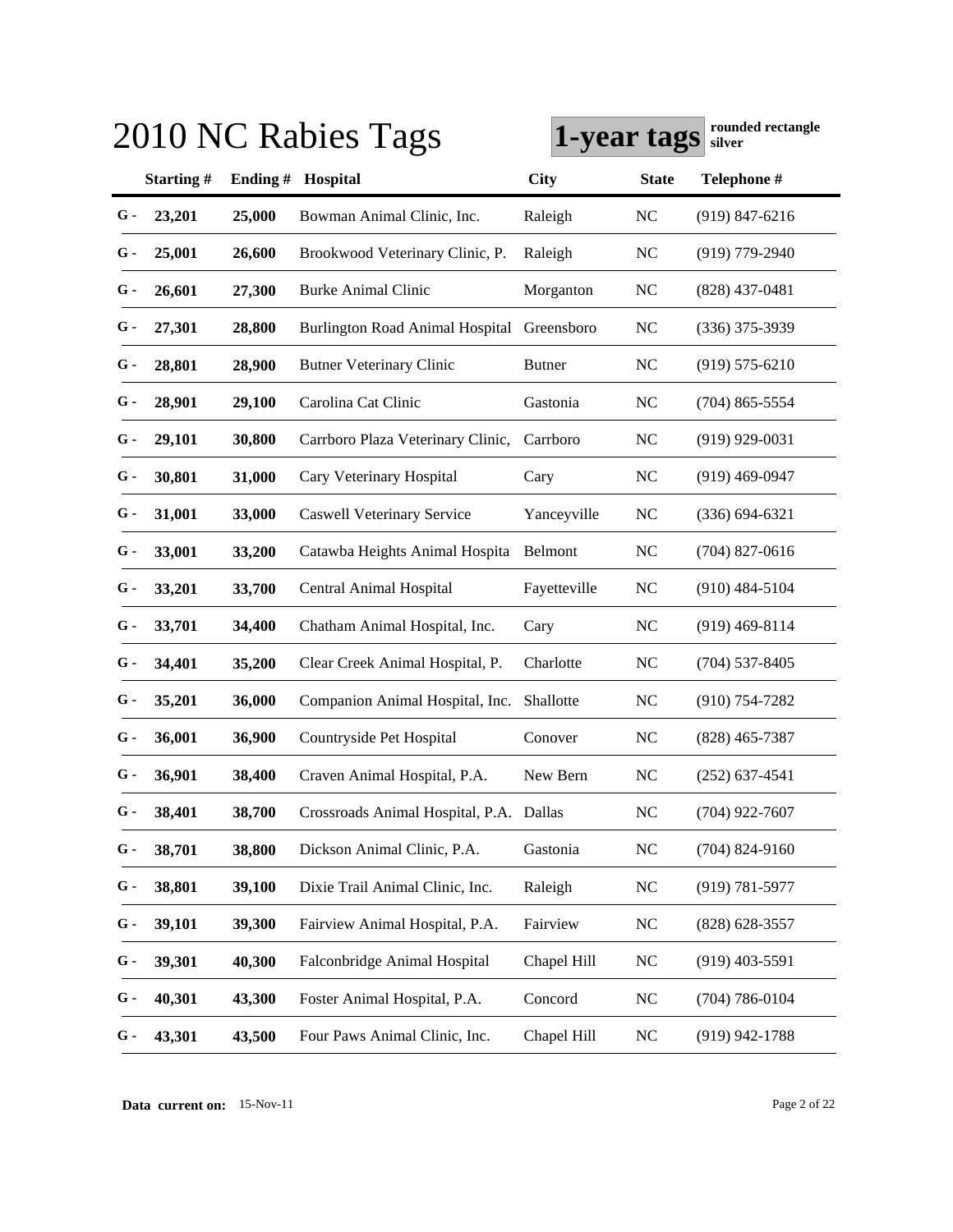# 2010 NC Rabies Tags

**1-year tags** **rounded rectangle silver**

| | Starting # | Ending # | Hospital | City | State | Telephone # |
|---|---|---|---|---|---|---|
| G - | 23,201 | 25,000 | Bowman Animal Clinic, Inc. | Raleigh | NC | (919) 847-6216 |
| G - | 25,001 | 26,600 | Brookwood Veterinary Clinic, P. | Raleigh | NC | (919) 779-2940 |
| G - | 26,601 | 27,300 | Burke Animal Clinic | Morganton | NC | (828) 437-0481 |
| G - | 27,301 | 28,800 | Burlington Road Animal Hospital | Greensboro | NC | (336) 375-3939 |
| G - | 28,801 | 28,900 | Butner Veterinary Clinic | Butner | NC | (919) 575-6210 |
| G - | 28,901 | 29,100 | Carolina Cat Clinic | Gastonia | NC | (704) 865-5554 |
| G - | 29,101 | 30,800 | Carrboro Plaza Veterinary Clinic, | Carrboro | NC | (919) 929-0031 |
| G - | 30,801 | 31,000 | Cary Veterinary Hospital | Cary | NC | (919) 469-0947 |
| G - | 31,001 | 33,000 | Caswell Veterinary Service | Yanceyville | NC | (336) 694-6321 |
| G - | 33,001 | 33,200 | Catawba Heights Animal Hospita | Belmont | NC | (704) 827-0616 |
| G - | 33,201 | 33,700 | Central Animal Hospital | Fayetteville | NC | (910) 484-5104 |
| G - | 33,701 | 34,400 | Chatham Animal Hospital, Inc. | Cary | NC | (919) 469-8114 |
| G - | 34,401 | 35,200 | Clear Creek Animal Hospital, P. | Charlotte | NC | (704) 537-8405 |
| G - | 35,201 | 36,000 | Companion Animal Hospital, Inc. | Shallotte | NC | (910) 754-7282 |
| G - | 36,001 | 36,900 | Countryside Pet Hospital | Conover | NC | (828) 465-7387 |
| G - | 36,901 | 38,400 | Craven Animal Hospital, P.A. | New Bern | NC | (252) 637-4541 |
| G - | 38,401 | 38,700 | Crossroads Animal Hospital, P.A. | Dallas | NC | (704) 922-7607 |
| G - | 38,701 | 38,800 | Dickson Animal Clinic, P.A. | Gastonia | NC | (704) 824-9160 |
| G - | 38,801 | 39,100 | Dixie Trail Animal Clinic, Inc. | Raleigh | NC | (919) 781-5977 |
| G - | 39,101 | 39,300 | Fairview Animal Hospital, P.A. | Fairview | NC | (828) 628-3557 |
| G - | 39,301 | 40,300 | Falconbridge Animal Hospital | Chapel Hill | NC | (919) 403-5591 |
| G - | 40,301 | 43,300 | Foster Animal Hospital, P.A. | Concord | NC | (704) 786-0104 |
| G - | 43,301 | 43,500 | Four Paws Animal Clinic, Inc. | Chapel Hill | NC | (919) 942-1788 |

**Data current on:** 15-Nov-11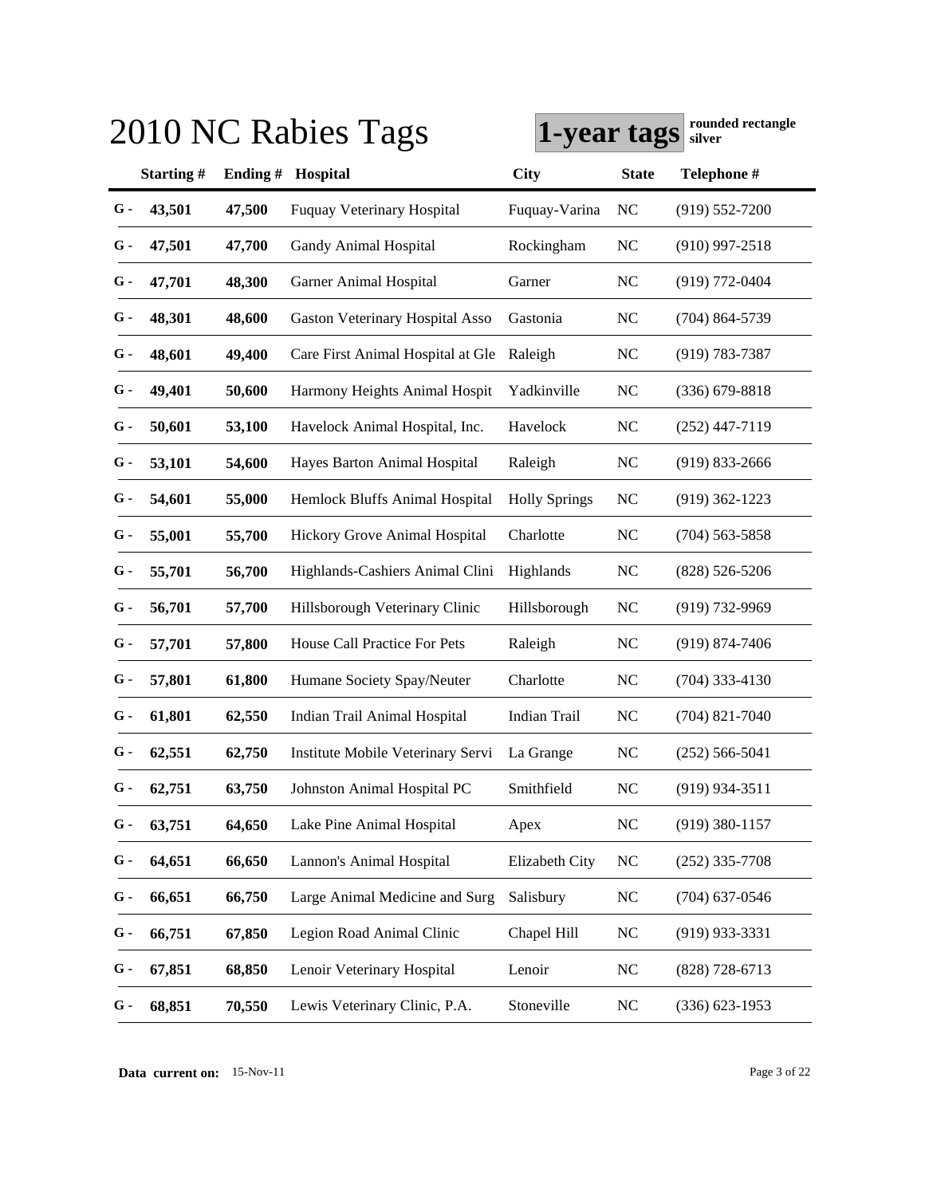# 2010 NC Rabies Tags

**1-year tags** **rounded rectangle silver**

| | Starting # | Ending # | Hospital | City | State | Telephone # |
|---|---|---|---|---|---|---|
| G - | 43,501 | 47,500 | Fuquay Veterinary Hospital | Fuquay-Varina | NC | (919) 552-7200 |
| G - | 47,501 | 47,700 | Gandy Animal Hospital | Rockingham | NC | (910) 997-2518 |
| G - | 47,701 | 48,300 | Garner Animal Hospital | Garner | NC | (919) 772-0404 |
| G - | 48,301 | 48,600 | Gaston Veterinary Hospital Asso | Gastonia | NC | (704) 864-5739 |
| G - | 48,601 | 49,400 | Care First Animal Hospital at Gle | Raleigh | NC | (919) 783-7387 |
| G - | 49,401 | 50,600 | Harmony Heights Animal Hospit | Yadkinville | NC | (336) 679-8818 |
| G - | 50,601 | 53,100 | Havelock Animal Hospital, Inc. | Havelock | NC | (252) 447-7119 |
| G - | 53,101 | 54,600 | Hayes Barton Animal Hospital | Raleigh | NC | (919) 833-2666 |
| G - | 54,601 | 55,000 | Hemlock Bluffs Animal Hospital | Holly Springs | NC | (919) 362-1223 |
| G - | 55,001 | 55,700 | Hickory Grove Animal Hospital | Charlotte | NC | (704) 563-5858 |
| G - | 55,701 | 56,700 | Highlands-Cashiers Animal Clini | Highlands | NC | (828) 526-5206 |
| G - | 56,701 | 57,700 | Hillsborough Veterinary Clinic | Hillsborough | NC | (919) 732-9969 |
| G - | 57,701 | 57,800 | House Call Practice For Pets | Raleigh | NC | (919) 874-7406 |
| G - | 57,801 | 61,800 | Humane Society Spay/Neuter | Charlotte | NC | (704) 333-4130 |
| G - | 61,801 | 62,550 | Indian Trail Animal Hospital | Indian Trail | NC | (704) 821-7040 |
| G - | 62,551 | 62,750 | Institute Mobile Veterinary Servi | La Grange | NC | (252) 566-5041 |
| G - | 62,751 | 63,750 | Johnston Animal Hospital PC | Smithfield | NC | (919) 934-3511 |
| G - | 63,751 | 64,650 | Lake Pine Animal Hospital | Apex | NC | (919) 380-1157 |
| G - | 64,651 | 66,650 | Lannon's Animal Hospital | Elizabeth City | NC | (252) 335-7708 |
| G - | 66,651 | 66,750 | Large Animal Medicine and Surg | Salisbury | NC | (704) 637-0546 |
| G - | 66,751 | 67,850 | Legion Road Animal Clinic | Chapel Hill | NC | (919) 933-3331 |
| G - | 67,851 | 68,850 | Lenoir Veterinary Hospital | Lenoir | NC | (828) 728-6713 |
| G - | 68,851 | 70,550 | Lewis Veterinary Clinic, P.A. | Stoneville | NC | (336) 623-1953 |

**Data current on:** 15-Nov-11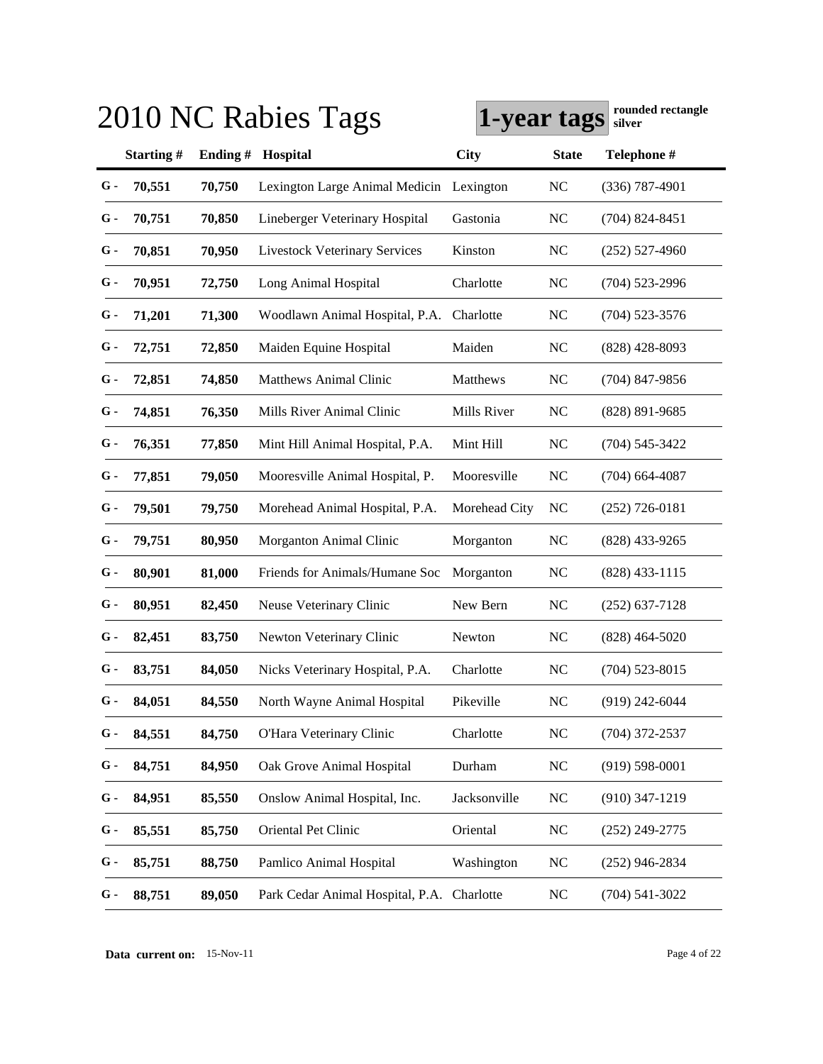# 2010 NC Rabies Tags

**1-year tags** **rounded rectangle silver**

| | Starting # | Ending # | Hospital | City | State | Telephone # |
|---|---|---|---|---|---|---|
| G - | 70,551 | 70,750 | Lexington Large Animal Medicin | Lexington | NC | (336) 787-4901 |
| G - | 70,751 | 70,850 | Lineberger Veterinary Hospital | Gastonia | NC | (704) 824-8451 |
| G - | 70,851 | 70,950 | Livestock Veterinary Services | Kinston | NC | (252) 527-4960 |
| G - | 70,951 | 72,750 | Long Animal Hospital | Charlotte | NC | (704) 523-2996 |
| G - | 71,201 | 71,300 | Woodlawn Animal Hospital, P.A. | Charlotte | NC | (704) 523-3576 |
| G - | 72,751 | 72,850 | Maiden Equine Hospital | Maiden | NC | (828) 428-8093 |
| G - | 72,851 | 74,850 | Matthews Animal Clinic | Matthews | NC | (704) 847-9856 |
| G - | 74,851 | 76,350 | Mills River Animal Clinic | Mills River | NC | (828) 891-9685 |
| G - | 76,351 | 77,850 | Mint Hill Animal Hospital, P.A. | Mint Hill | NC | (704) 545-3422 |
| G - | 77,851 | 79,050 | Mooresville Animal Hospital, P. | Mooresville | NC | (704) 664-4087 |
| G - | 79,501 | 79,750 | Morehead Animal Hospital, P.A. | Morehead City | NC | (252) 726-0181 |
| G - | 79,751 | 80,950 | Morganton Animal Clinic | Morganton | NC | (828) 433-9265 |
| G - | 80,901 | 81,000 | Friends for Animals/Humane Soc | Morganton | NC | (828) 433-1115 |
| G - | 80,951 | 82,450 | Neuse Veterinary Clinic | New Bern | NC | (252) 637-7128 |
| G - | 82,451 | 83,750 | Newton Veterinary Clinic | Newton | NC | (828) 464-5020 |
| G - | 83,751 | 84,050 | Nicks Veterinary Hospital, P.A. | Charlotte | NC | (704) 523-8015 |
| G - | 84,051 | 84,550 | North Wayne Animal Hospital | Pikeville | NC | (919) 242-6044 |
| G - | 84,551 | 84,750 | O'Hara Veterinary Clinic | Charlotte | NC | (704) 372-2537 |
| G - | 84,751 | 84,950 | Oak Grove Animal Hospital | Durham | NC | (919) 598-0001 |
| G - | 84,951 | 85,550 | Onslow Animal Hospital, Inc. | Jacksonville | NC | (910) 347-1219 |
| G - | 85,551 | 85,750 | Oriental Pet Clinic | Oriental | NC | (252) 249-2775 |
| G - | 85,751 | 88,750 | Pamlico Animal Hospital | Washington | NC | (252) 946-2834 |
| G - | 88,751 | 89,050 | Park Cedar Animal Hospital, P.A. | Charlotte | NC | (704) 541-3022 |

**Data current on:** 15-Nov-11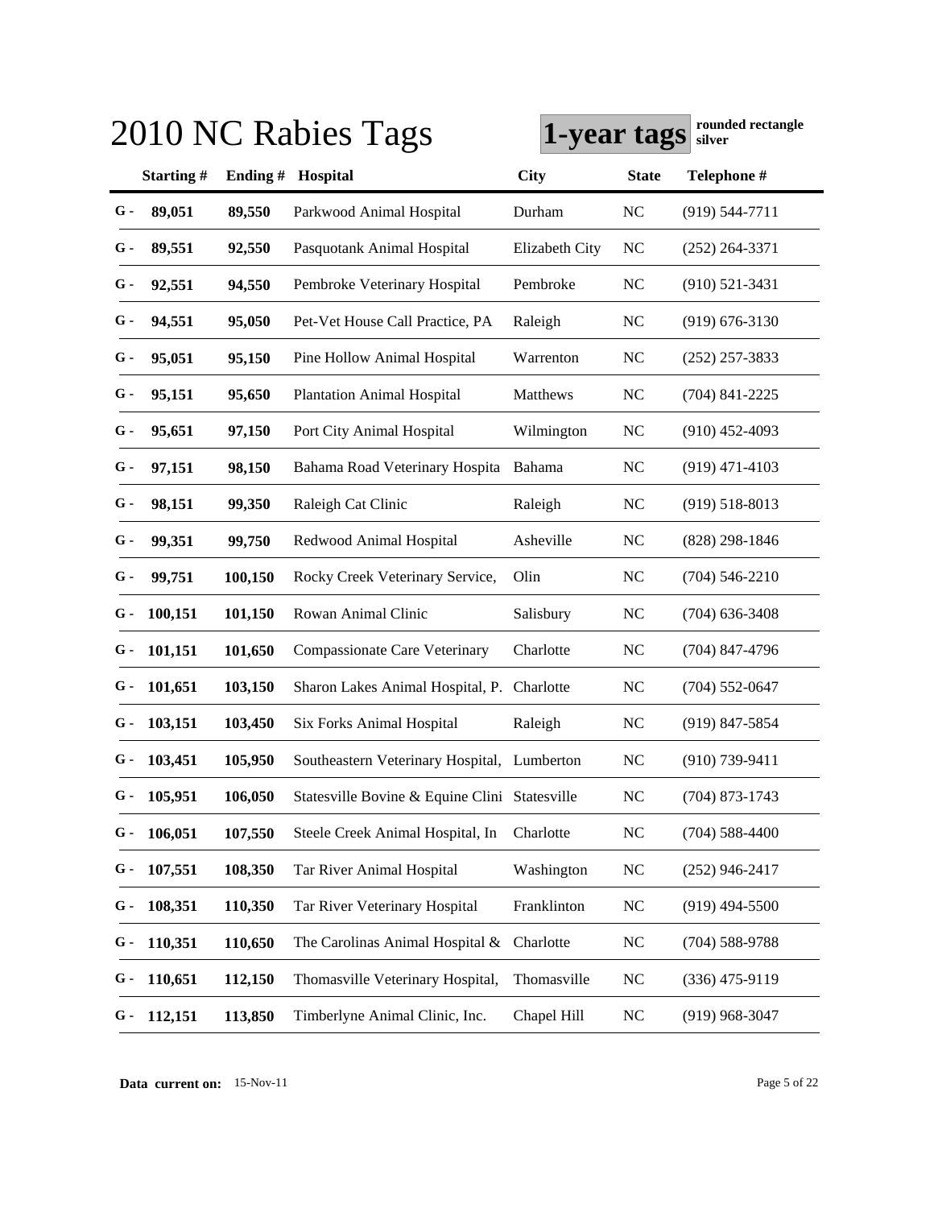# 2010 NC Rabies Tags

**1-year tags** **rounded rectangle silver**

| | Starting # | Ending # | Hospital | City | State | Telephone # |
|---|---|---|---|---|---|---|
| G - | 89,051 | 89,550 | Parkwood Animal Hospital | Durham | NC | (919) 544-7711 |
| G - | 89,551 | 92,550 | Pasquotank Animal Hospital | Elizabeth City | NC | (252) 264-3371 |
| G - | 92,551 | 94,550 | Pembroke Veterinary Hospital | Pembroke | NC | (910) 521-3431 |
| G - | 94,551 | 95,050 | Pet-Vet House Call Practice, PA | Raleigh | NC | (919) 676-3130 |
| G - | 95,051 | 95,150 | Pine Hollow Animal Hospital | Warrenton | NC | (252) 257-3833 |
| G - | 95,151 | 95,650 | Plantation Animal Hospital | Matthews | NC | (704) 841-2225 |
| G - | 95,651 | 97,150 | Port City Animal Hospital | Wilmington | NC | (910) 452-4093 |
| G - | 97,151 | 98,150 | Bahama Road Veterinary Hospita | Bahama | NC | (919) 471-4103 |
| G - | 98,151 | 99,350 | Raleigh Cat Clinic | Raleigh | NC | (919) 518-8013 |
| G - | 99,351 | 99,750 | Redwood Animal Hospital | Asheville | NC | (828) 298-1846 |
| G - | 99,751 | 100,150 | Rocky Creek Veterinary Service, | Olin | NC | (704) 546-2210 |
| G - | 100,151 | 101,150 | Rowan Animal Clinic | Salisbury | NC | (704) 636-3408 |
| G - | 101,151 | 101,650 | Compassionate Care Veterinary | Charlotte | NC | (704) 847-4796 |
| G - | 101,651 | 103,150 | Sharon Lakes Animal Hospital, P. | Charlotte | NC | (704) 552-0647 |
| G - | 103,151 | 103,450 | Six Forks Animal Hospital | Raleigh | NC | (919) 847-5854 |
| G - | 103,451 | 105,950 | Southeastern Veterinary Hospital, | Lumberton | NC | (910) 739-9411 |
| G - | 105,951 | 106,050 | Statesville Bovine & Equine Clini | Statesville | NC | (704) 873-1743 |
| G - | 106,051 | 107,550 | Steele Creek Animal Hospital, In | Charlotte | NC | (704) 588-4400 |
| G - | 107,551 | 108,350 | Tar River Animal Hospital | Washington | NC | (252) 946-2417 |
| G - | 108,351 | 110,350 | Tar River Veterinary Hospital | Franklinton | NC | (919) 494-5500 |
| G - | 110,351 | 110,650 | The Carolinas Animal Hospital & | Charlotte | NC | (704) 588-9788 |
| G - | 110,651 | 112,150 | Thomasville Veterinary Hospital, | Thomasville | NC | (336) 475-9119 |
| G - | 112,151 | 113,850 | Timberlyne Animal Clinic, Inc. | Chapel Hill | NC | (919) 968-3047 |

**Data current on:** 15-Nov-11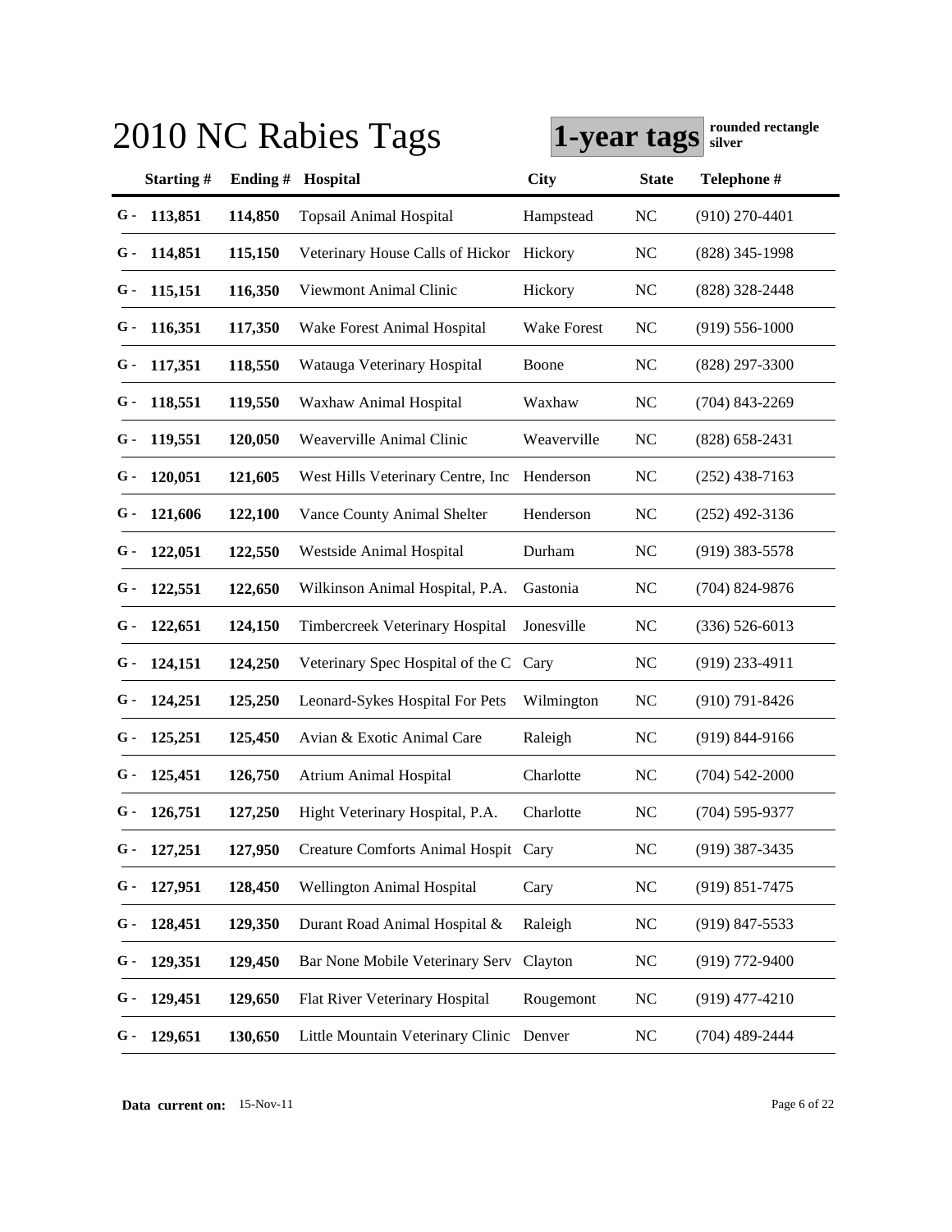# 2010 NC Rabies Tags

**1-year tags** **rounded rectangle silver**

| | Starting # | Ending # | Hospital | City | State | Telephone # |
|---|---|---|---|---|---|---|
| G - | 113,851 | 114,850 | Topsail Animal Hospital | Hampstead | NC | (910) 270-4401 |
| G - | 114,851 | 115,150 | Veterinary House Calls of Hickor | Hickory | NC | (828) 345-1998 |
| G - | 115,151 | 116,350 | Viewmont Animal Clinic | Hickory | NC | (828) 328-2448 |
| G - | 116,351 | 117,350 | Wake Forest Animal Hospital | Wake Forest | NC | (919) 556-1000 |
| G - | 117,351 | 118,550 | Watauga Veterinary Hospital | Boone | NC | (828) 297-3300 |
| G - | 118,551 | 119,550 | Waxhaw Animal Hospital | Waxhaw | NC | (704) 843-2269 |
| G - | 119,551 | 120,050 | Weaverville Animal Clinic | Weaverville | NC | (828) 658-2431 |
| G - | 120,051 | 121,605 | West Hills Veterinary Centre, Inc | Henderson | NC | (252) 438-7163 |
| G - | 121,606 | 122,100 | Vance County Animal Shelter | Henderson | NC | (252) 492-3136 |
| G - | 122,051 | 122,550 | Westside Animal Hospital | Durham | NC | (919) 383-5578 |
| G - | 122,551 | 122,650 | Wilkinson Animal Hospital, P.A. | Gastonia | NC | (704) 824-9876 |
| G - | 122,651 | 124,150 | Timbercreek Veterinary Hospital | Jonesville | NC | (336) 526-6013 |
| G - | 124,151 | 124,250 | Veterinary Spec Hospital of the C | Cary | NC | (919) 233-4911 |
| G - | 124,251 | 125,250 | Leonard-Sykes Hospital For Pets | Wilmington | NC | (910) 791-8426 |
| G - | 125,251 | 125,450 | Avian & Exotic Animal Care | Raleigh | NC | (919) 844-9166 |
| G - | 125,451 | 126,750 | Atrium Animal Hospital | Charlotte | NC | (704) 542-2000 |
| G - | 126,751 | 127,250 | Hight Veterinary Hospital, P.A. | Charlotte | NC | (704) 595-9377 |
| G - | 127,251 | 127,950 | Creature Comforts Animal Hospit | Cary | NC | (919) 387-3435 |
| G - | 127,951 | 128,450 | Wellington Animal Hospital | Cary | NC | (919) 851-7475 |
| G - | 128,451 | 129,350 | Durant Road Animal Hospital & | Raleigh | NC | (919) 847-5533 |
| G - | 129,351 | 129,450 | Bar None Mobile Veterinary Serv | Clayton | NC | (919) 772-9400 |
| G - | 129,451 | 129,650 | Flat River Veterinary Hospital | Rougemont | NC | (919) 477-4210 |
| G - | 129,651 | 130,650 | Little Mountain Veterinary Clinic | Denver | NC | (704) 489-2444 |

**Data current on:** 15-Nov-11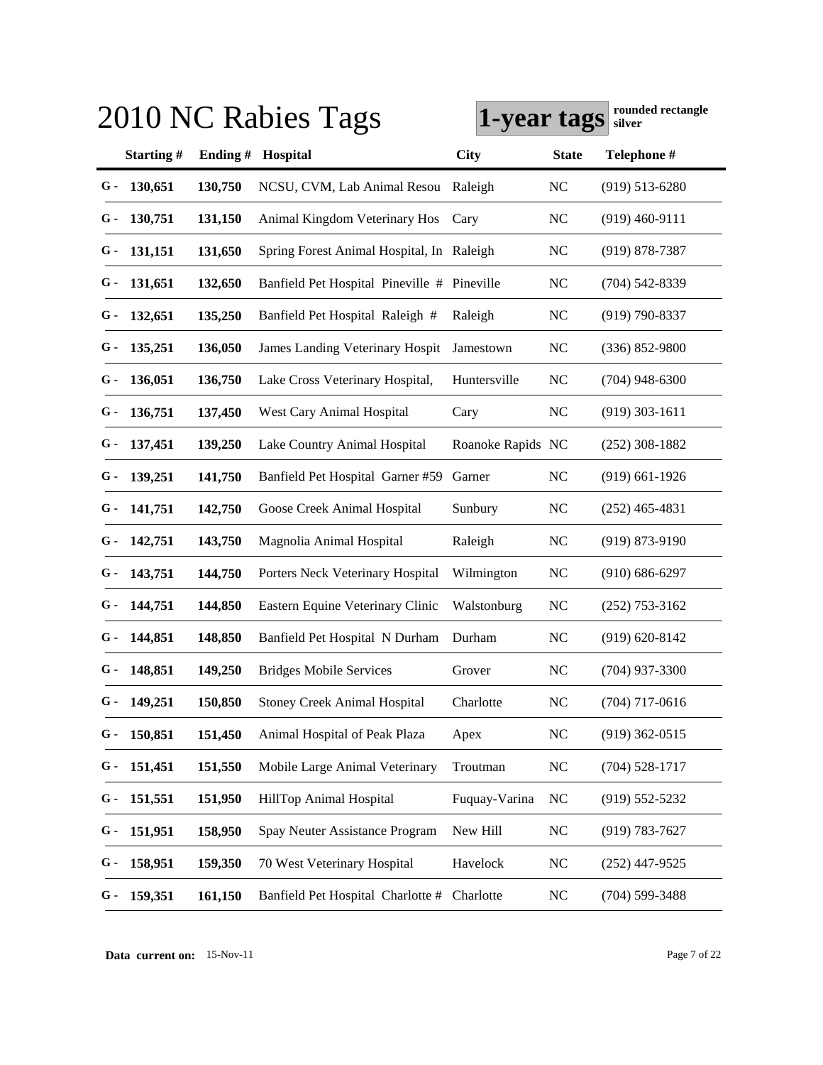# 2010 NC Rabies Tags

**1-year tags** **rounded rectangle silver**

| | Starting # | Ending # | Hospital | City | State | Telephone # |
|---|---|---|---|---|---|---|
| G - | 130,651 | 130,750 | NCSU, CVM, Lab Animal Resou | Raleigh | NC | (919) 513-6280 |
| G - | 130,751 | 131,150 | Animal Kingdom Veterinary Hos | Cary | NC | (919) 460-9111 |
| G - | 131,151 | 131,650 | Spring Forest Animal Hospital, In | Raleigh | NC | (919) 878-7387 |
| G - | 131,651 | 132,650 | Banfield Pet Hospital Pineville # | Pineville | NC | (704) 542-8339 |
| G - | 132,651 | 135,250 | Banfield Pet Hospital Raleigh # | Raleigh | NC | (919) 790-8337 |
| G - | 135,251 | 136,050 | James Landing Veterinary Hospit | Jamestown | NC | (336) 852-9800 |
| G - | 136,051 | 136,750 | Lake Cross Veterinary Hospital, | Huntersville | NC | (704) 948-6300 |
| G - | 136,751 | 137,450 | West Cary Animal Hospital | Cary | NC | (919) 303-1611 |
| G - | 137,451 | 139,250 | Lake Country Animal Hospital | Roanoke Rapids | NC | (252) 308-1882 |
| G - | 139,251 | 141,750 | Banfield Pet Hospital Garner #59 | Garner | NC | (919) 661-1926 |
| G - | 141,751 | 142,750 | Goose Creek Animal Hospital | Sunbury | NC | (252) 465-4831 |
| G - | 142,751 | 143,750 | Magnolia Animal Hospital | Raleigh | NC | (919) 873-9190 |
| G - | 143,751 | 144,750 | Porters Neck Veterinary Hospital | Wilmington | NC | (910) 686-6297 |
| G - | 144,751 | 144,850 | Eastern Equine Veterinary Clinic | Walstonburg | NC | (252) 753-3162 |
| G - | 144,851 | 148,850 | Banfield Pet Hospital N Durham | Durham | NC | (919) 620-8142 |
| G - | 148,851 | 149,250 | Bridges Mobile Services | Grover | NC | (704) 937-3300 |
| G - | 149,251 | 150,850 | Stoney Creek Animal Hospital | Charlotte | NC | (704) 717-0616 |
| G - | 150,851 | 151,450 | Animal Hospital of Peak Plaza | Apex | NC | (919) 362-0515 |
| G - | 151,451 | 151,550 | Mobile Large Animal Veterinary | Troutman | NC | (704) 528-1717 |
| G - | 151,551 | 151,950 | HillTop Animal Hospital | Fuquay-Varina | NC | (919) 552-5232 |
| G - | 151,951 | 158,950 | Spay Neuter Assistance Program | New Hill | NC | (919) 783-7627 |
| G - | 158,951 | 159,350 | 70 West Veterinary Hospital | Havelock | NC | (252) 447-9525 |
| G - | 159,351 | 161,150 | Banfield Pet Hospital Charlotte # | Charlotte | NC | (704) 599-3488 |

**Data current on:** 15-Nov-11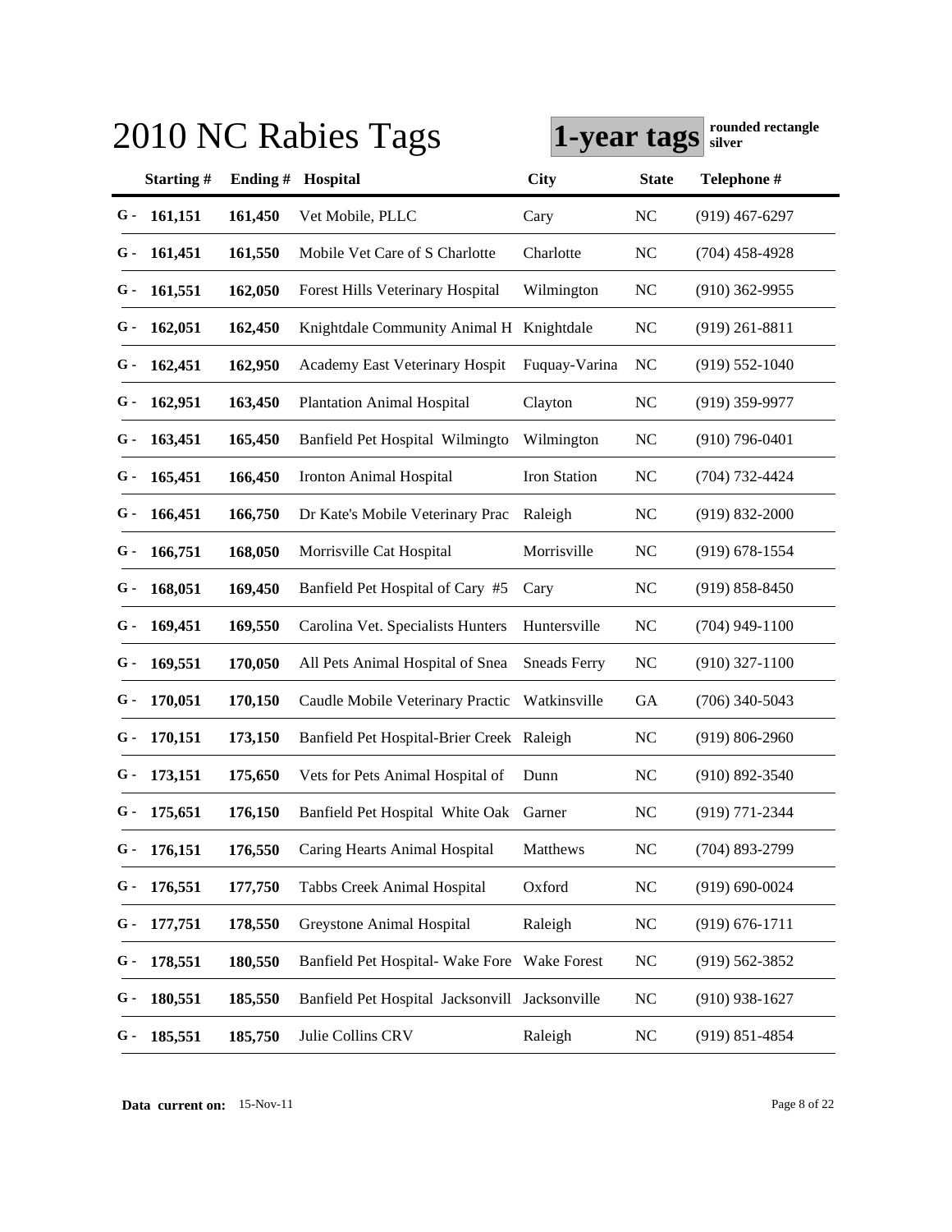# 2010 NC Rabies Tags

**1-year tags** **rounded rectangle silver**

| | Starting # | Ending # | Hospital | City | State | Telephone # |
|---|---|---|---|---|---|---|
| G - | 161,151 | 161,450 | Vet Mobile, PLLC | Cary | NC | (919) 467-6297 |
| G - | 161,451 | 161,550 | Mobile Vet Care of S Charlotte | Charlotte | NC | (704) 458-4928 |
| G - | 161,551 | 162,050 | Forest Hills Veterinary Hospital | Wilmington | NC | (910) 362-9955 |
| G - | 162,051 | 162,450 | Knightdale Community Animal H | Knightdale | NC | (919) 261-8811 |
| G - | 162,451 | 162,950 | Academy East Veterinary Hospit | Fuquay-Varina | NC | (919) 552-1040 |
| G - | 162,951 | 163,450 | Plantation Animal Hospital | Clayton | NC | (919) 359-9977 |
| G - | 163,451 | 165,450 | Banfield Pet Hospital Wilmingto | Wilmington | NC | (910) 796-0401 |
| G - | 165,451 | 166,450 | Ironton Animal Hospital | Iron Station | NC | (704) 732-4424 |
| G - | 166,451 | 166,750 | Dr Kate's Mobile Veterinary Prac | Raleigh | NC | (919) 832-2000 |
| G - | 166,751 | 168,050 | Morrisville Cat Hospital | Morrisville | NC | (919) 678-1554 |
| G - | 168,051 | 169,450 | Banfield Pet Hospital of Cary #5 | Cary | NC | (919) 858-8450 |
| G - | 169,451 | 169,550 | Carolina Vet. Specialists Hunters | Huntersville | NC | (704) 949-1100 |
| G - | 169,551 | 170,050 | All Pets Animal Hospital of Snea | Sneads Ferry | NC | (910) 327-1100 |
| G - | 170,051 | 170,150 | Caudle Mobile Veterinary Practic | Watkinsville | GA | (706) 340-5043 |
| G - | 170,151 | 173,150 | Banfield Pet Hospital-Brier Creek | Raleigh | NC | (919) 806-2960 |
| G - | 173,151 | 175,650 | Vets for Pets Animal Hospital of | Dunn | NC | (910) 892-3540 |
| G - | 175,651 | 176,150 | Banfield Pet Hospital White Oak | Garner | NC | (919) 771-2344 |
| G - | 176,151 | 176,550 | Caring Hearts Animal Hospital | Matthews | NC | (704) 893-2799 |
| G - | 176,551 | 177,750 | Tabbs Creek Animal Hospital | Oxford | NC | (919) 690-0024 |
| G - | 177,751 | 178,550 | Greystone Animal Hospital | Raleigh | NC | (919) 676-1711 |
| G - | 178,551 | 180,550 | Banfield Pet Hospital- Wake Fore | Wake Forest | NC | (919) 562-3852 |
| G - | 180,551 | 185,550 | Banfield Pet Hospital Jacksonvill | Jacksonville | NC | (910) 938-1627 |
| G - | 185,551 | 185,750 | Julie Collins CRV | Raleigh | NC | (919) 851-4854 |

**Data current on:** 15-Nov-11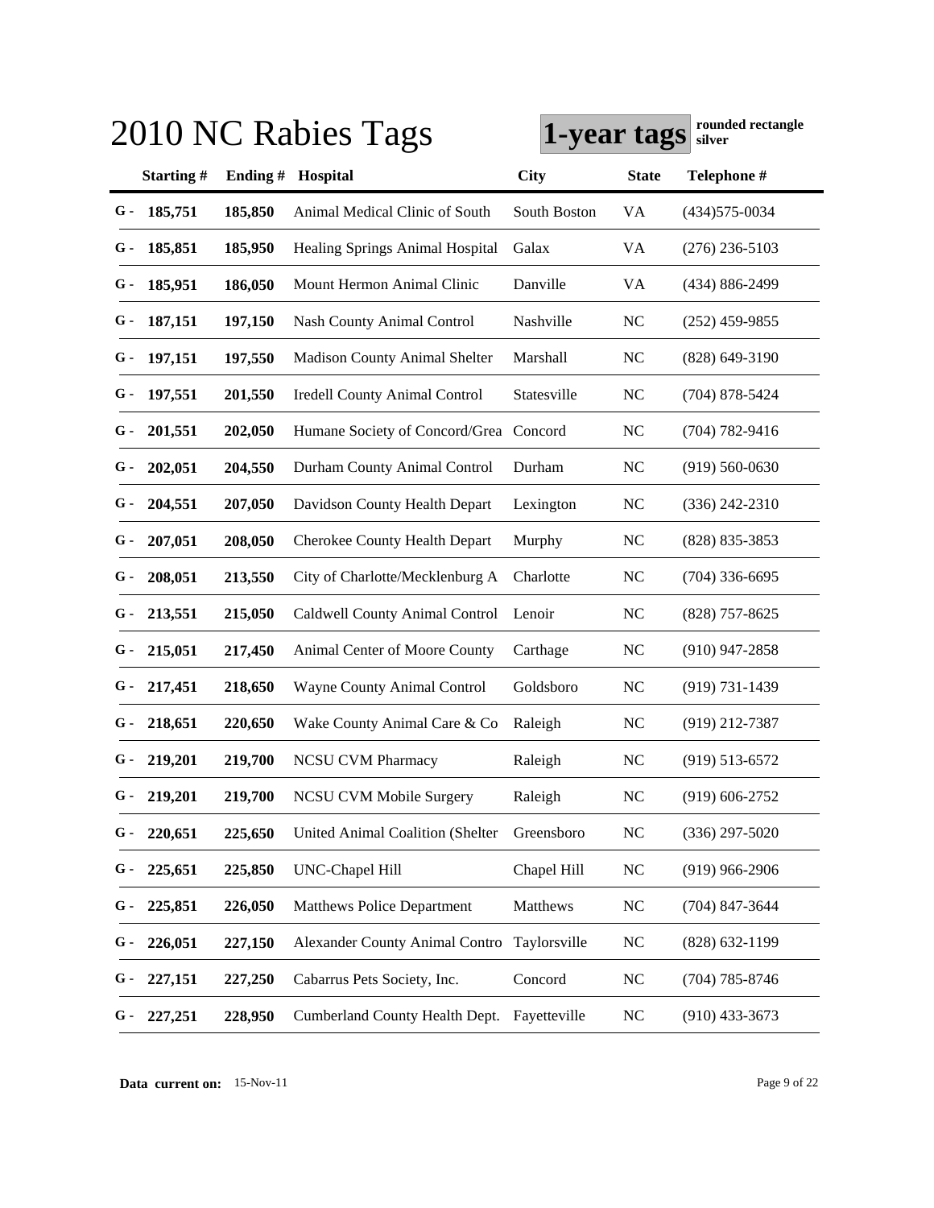# 2010 NC Rabies Tags

**1-year tags** **rounded rectangle silver**

| | Starting # | Ending # | Hospital | City | State | Telephone # |
|---|---|---|---|---|---|---|
| G - | 185,751 | 185,850 | Animal Medical Clinic of South | South Boston | VA | (434)575-0034 |
| G - | 185,851 | 185,950 | Healing Springs Animal Hospital | Galax | VA | (276) 236-5103 |
| G - | 185,951 | 186,050 | Mount Hermon Animal Clinic | Danville | VA | (434) 886-2499 |
| G - | 187,151 | 197,150 | Nash County Animal Control | Nashville | NC | (252) 459-9855 |
| G - | 197,151 | 197,550 | Madison County Animal Shelter | Marshall | NC | (828) 649-3190 |
| G - | 197,551 | 201,550 | Iredell County Animal Control | Statesville | NC | (704) 878-5424 |
| G - | 201,551 | 202,050 | Humane Society of Concord/Grea | Concord | NC | (704) 782-9416 |
| G - | 202,051 | 204,550 | Durham County Animal Control | Durham | NC | (919) 560-0630 |
| G - | 204,551 | 207,050 | Davidson County Health Depart | Lexington | NC | (336) 242-2310 |
| G - | 207,051 | 208,050 | Cherokee County Health Depart | Murphy | NC | (828) 835-3853 |
| G - | 208,051 | 213,550 | City of Charlotte/Mecklenburg A | Charlotte | NC | (704) 336-6695 |
| G - | 213,551 | 215,050 | Caldwell County Animal Control | Lenoir | NC | (828) 757-8625 |
| G - | 215,051 | 217,450 | Animal Center of Moore County | Carthage | NC | (910) 947-2858 |
| G - | 217,451 | 218,650 | Wayne County Animal Control | Goldsboro | NC | (919) 731-1439 |
| G - | 218,651 | 220,650 | Wake County Animal Care & Co | Raleigh | NC | (919) 212-7387 |
| G - | 219,201 | 219,700 | NCSU CVM Pharmacy | Raleigh | NC | (919) 513-6572 |
| G - | 219,201 | 219,700 | NCSU CVM Mobile Surgery | Raleigh | NC | (919) 606-2752 |
| G - | 220,651 | 225,650 | United Animal Coalition (Shelter | Greensboro | NC | (336) 297-5020 |
| G - | 225,651 | 225,850 | UNC-Chapel Hill | Chapel Hill | NC | (919) 966-2906 |
| G - | 225,851 | 226,050 | Matthews Police Department | Matthews | NC | (704) 847-3644 |
| G - | 226,051 | 227,150 | Alexander County Animal Contro | Taylorsville | NC | (828) 632-1199 |
| G - | 227,151 | 227,250 | Cabarrus Pets Society, Inc. | Concord | NC | (704) 785-8746 |
| G - | 227,251 | 228,950 | Cumberland County Health Dept. | Fayetteville | NC | (910) 433-3673 |

**Data current on:** 15-Nov-11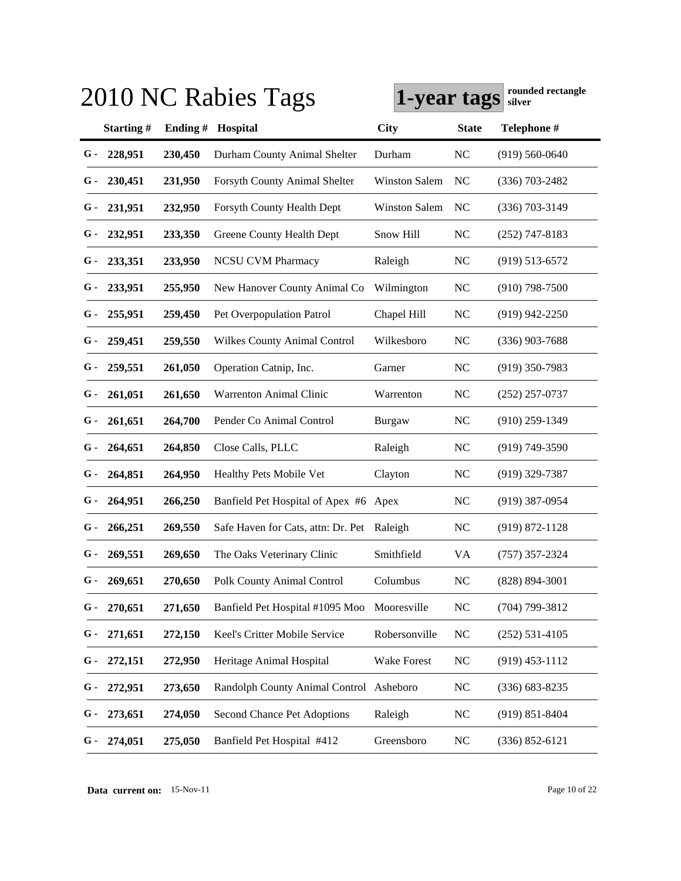# 2010 NC Rabies Tags

**1-year tags** **rounded rectangle silver**

| | Starting # | Ending # | Hospital | City | State | Telephone # |
|---|---|---|---|---|---|---|
| G - | 228,951 | 230,450 | Durham County Animal Shelter | Durham | NC | (919) 560-0640 |
| G - | 230,451 | 231,950 | Forsyth County Animal Shelter | Winston Salem | NC | (336) 703-2482 |
| G - | 231,951 | 232,950 | Forsyth County Health Dept | Winston Salem | NC | (336) 703-3149 |
| G - | 232,951 | 233,350 | Greene County Health Dept | Snow Hill | NC | (252) 747-8183 |
| G - | 233,351 | 233,950 | NCSU CVM Pharmacy | Raleigh | NC | (919) 513-6572 |
| G - | 233,951 | 255,950 | New Hanover County Animal Co | Wilmington | NC | (910) 798-7500 |
| G - | 255,951 | 259,450 | Pet Overpopulation Patrol | Chapel Hill | NC | (919) 942-2250 |
| G - | 259,451 | 259,550 | Wilkes County Animal Control | Wilkesboro | NC | (336) 903-7688 |
| G - | 259,551 | 261,050 | Operation Catnip, Inc. | Garner | NC | (919) 350-7983 |
| G - | 261,051 | 261,650 | Warrenton Animal Clinic | Warrenton | NC | (252) 257-0737 |
| G - | 261,651 | 264,700 | Pender Co Animal Control | Burgaw | NC | (910) 259-1349 |
| G - | 264,651 | 264,850 | Close Calls, PLLC | Raleigh | NC | (919) 749-3590 |
| G - | 264,851 | 264,950 | Healthy Pets Mobile Vet | Clayton | NC | (919) 329-7387 |
| G - | 264,951 | 266,250 | Banfield Pet Hospital of Apex #6 | Apex | NC | (919) 387-0954 |
| G - | 266,251 | 269,550 | Safe Haven for Cats, attn: Dr. Pet | Raleigh | NC | (919) 872-1128 |
| G - | 269,551 | 269,650 | The Oaks Veterinary Clinic | Smithfield | VA | (757) 357-2324 |
| G - | 269,651 | 270,650 | Polk County Animal Control | Columbus | NC | (828) 894-3001 |
| G - | 270,651 | 271,650 | Banfield Pet Hospital #1095 Moo | Mooresville | NC | (704) 799-3812 |
| G - | 271,651 | 272,150 | Keel's Critter Mobile Service | Robersonville | NC | (252) 531-4105 |
| G - | 272,151 | 272,950 | Heritage Animal Hospital | Wake Forest | NC | (919) 453-1112 |
| G - | 272,951 | 273,650 | Randolph County Animal Control | Asheboro | NC | (336) 683-8235 |
| G - | 273,651 | 274,050 | Second Chance Pet Adoptions | Raleigh | NC | (919) 851-8404 |
| G - | 274,051 | 275,050 | Banfield Pet Hospital #412 | Greensboro | NC | (336) 852-6121 |

**Data current on:** 15-Nov-11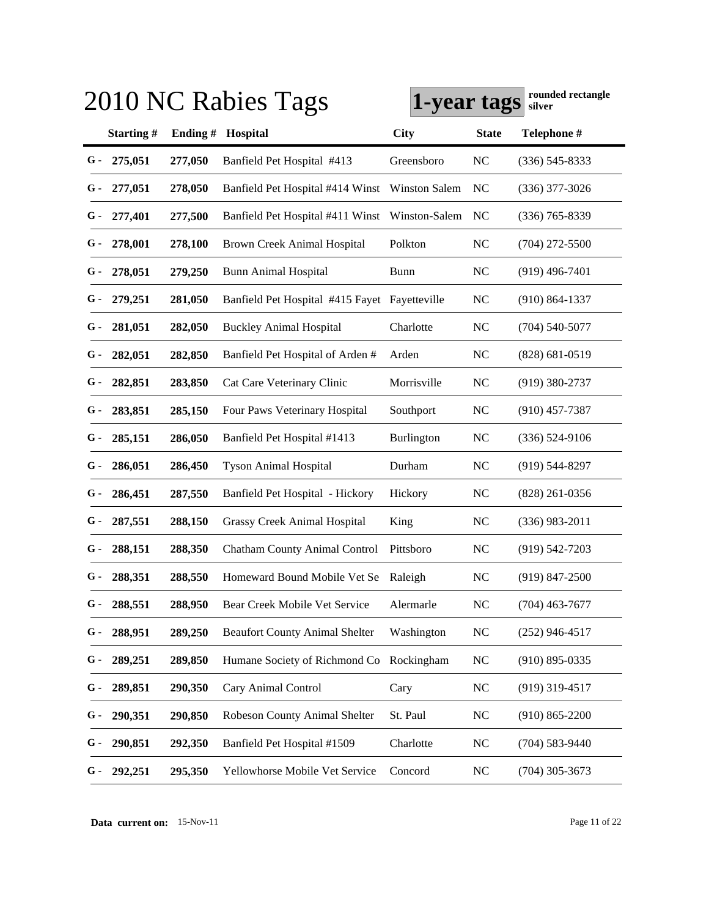# 2010 NC Rabies Tags

**1-year tags** **rounded rectangle silver**

| | Starting # | Ending # | Hospital | City | State | Telephone # |
|---|---|---|---|---|---|---|
| G - | 275,051 | 277,050 | Banfield Pet Hospital #413 | Greensboro | NC | (336) 545-8333 |
| G - | 277,051 | 278,050 | Banfield Pet Hospital #414 Winst | Winston Salem | NC | (336) 377-3026 |
| G - | 277,401 | 277,500 | Banfield Pet Hospital #411 Winst | Winston-Salem | NC | (336) 765-8339 |
| G - | 278,001 | 278,100 | Brown Creek Animal Hospital | Polkton | NC | (704) 272-5500 |
| G - | 278,051 | 279,250 | Bunn Animal Hospital | Bunn | NC | (919) 496-7401 |
| G - | 279,251 | 281,050 | Banfield Pet Hospital #415 Fayet | Fayetteville | NC | (910) 864-1337 |
| G - | 281,051 | 282,050 | Buckley Animal Hospital | Charlotte | NC | (704) 540-5077 |
| G - | 282,051 | 282,850 | Banfield Pet Hospital of Arden # | Arden | NC | (828) 681-0519 |
| G - | 282,851 | 283,850 | Cat Care Veterinary Clinic | Morrisville | NC | (919) 380-2737 |
| G - | 283,851 | 285,150 | Four Paws Veterinary Hospital | Southport | NC | (910) 457-7387 |
| G - | 285,151 | 286,050 | Banfield Pet Hospital #1413 | Burlington | NC | (336) 524-9106 |
| G - | 286,051 | 286,450 | Tyson Animal Hospital | Durham | NC | (919) 544-8297 |
| G - | 286,451 | 287,550 | Banfield Pet Hospital - Hickory | Hickory | NC | (828) 261-0356 |
| G - | 287,551 | 288,150 | Grassy Creek Animal Hospital | King | NC | (336) 983-2011 |
| G - | 288,151 | 288,350 | Chatham County Animal Control | Pittsboro | NC | (919) 542-7203 |
| G - | 288,351 | 288,550 | Homeward Bound Mobile Vet Se | Raleigh | NC | (919) 847-2500 |
| G - | 288,551 | 288,950 | Bear Creek Mobile Vet Service | Alermarle | NC | (704) 463-7677 |
| G - | 288,951 | 289,250 | Beaufort County Animal Shelter | Washington | NC | (252) 946-4517 |
| G - | 289,251 | 289,850 | Humane Society of Richmond Co | Rockingham | NC | (910) 895-0335 |
| G - | 289,851 | 290,350 | Cary Animal Control | Cary | NC | (919) 319-4517 |
| G - | 290,351 | 290,850 | Robeson County Animal Shelter | St. Paul | NC | (910) 865-2200 |
| G - | 290,851 | 292,350 | Banfield Pet Hospital #1509 | Charlotte | NC | (704) 583-9440 |
| G - | 292,251 | 295,350 | Yellowhorse Mobile Vet Service | Concord | NC | (704) 305-3673 |

**Data current on:** 15-Nov-11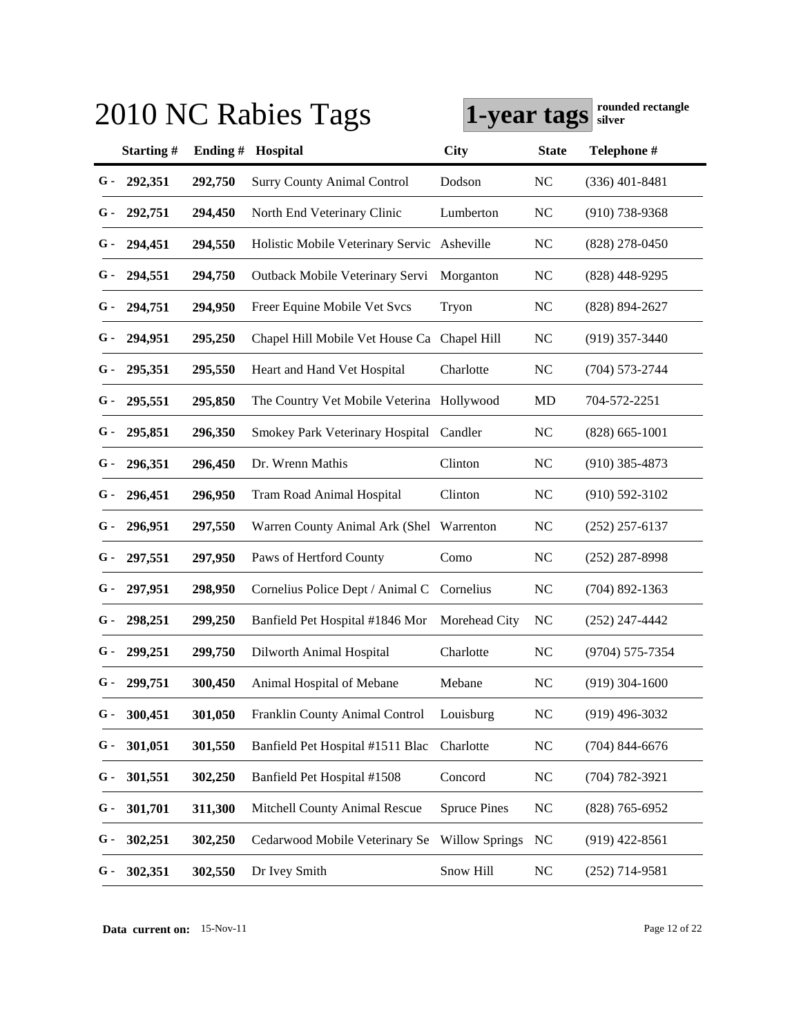# 2010 NC Rabies Tags

**1-year tags** **rounded rectangle silver**

| | Starting # | Ending # | Hospital | City | State | Telephone # |
|---|---|---|---|---|---|---|
| G - | 292,351 | 292,750 | Surry County Animal Control | Dodson | NC | (336) 401-8481 |
| G - | 292,751 | 294,450 | North End Veterinary Clinic | Lumberton | NC | (910) 738-9368 |
| G - | 294,451 | 294,550 | Holistic Mobile Veterinary Servic | Asheville | NC | (828) 278-0450 |
| G - | 294,551 | 294,750 | Outback Mobile Veterinary Servi | Morganton | NC | (828) 448-9295 |
| G - | 294,751 | 294,950 | Freer Equine Mobile Vet Svcs | Tryon | NC | (828) 894-2627 |
| G - | 294,951 | 295,250 | Chapel Hill Mobile Vet House Ca | Chapel Hill | NC | (919) 357-3440 |
| G - | 295,351 | 295,550 | Heart and Hand Vet Hospital | Charlotte | NC | (704) 573-2744 |
| G - | 295,551 | 295,850 | The Country Vet Mobile Veterina | Hollywood | MD | 704-572-2251 |
| G - | 295,851 | 296,350 | Smokey Park Veterinary Hospital | Candler | NC | (828) 665-1001 |
| G - | 296,351 | 296,450 | Dr. Wrenn Mathis | Clinton | NC | (910) 385-4873 |
| G - | 296,451 | 296,950 | Tram Road Animal Hospital | Clinton | NC | (910) 592-3102 |
| G - | 296,951 | 297,550 | Warren County Animal Ark (Shel | Warrenton | NC | (252) 257-6137 |
| G - | 297,551 | 297,950 | Paws of Hertford County | Como | NC | (252) 287-8998 |
| G - | 297,951 | 298,950 | Cornelius Police Dept / Animal C | Cornelius | NC | (704) 892-1363 |
| G - | 298,251 | 299,250 | Banfield Pet Hospital #1846 Mor | Morehead City | NC | (252) 247-4442 |
| G - | 299,251 | 299,750 | Dilworth Animal Hospital | Charlotte | NC | (9704) 575-7354 |
| G - | 299,751 | 300,450 | Animal Hospital of Mebane | Mebane | NC | (919) 304-1600 |
| G - | 300,451 | 301,050 | Franklin County Animal Control | Louisburg | NC | (919) 496-3032 |
| G - | 301,051 | 301,550 | Banfield Pet Hospital #1511 Blac | Charlotte | NC | (704) 844-6676 |
| G - | 301,551 | 302,250 | Banfield Pet Hospital #1508 | Concord | NC | (704) 782-3921 |
| G - | 301,701 | 311,300 | Mitchell County Animal Rescue | Spruce Pines | NC | (828) 765-6952 |
| G - | 302,251 | 302,250 | Cedarwood Mobile Veterinary Se | Willow Springs | NC | (919) 422-8561 |
| G - | 302,351 | 302,550 | Dr Ivey Smith | Snow Hill | NC | (252) 714-9581 |

**Data current on:** 15-Nov-11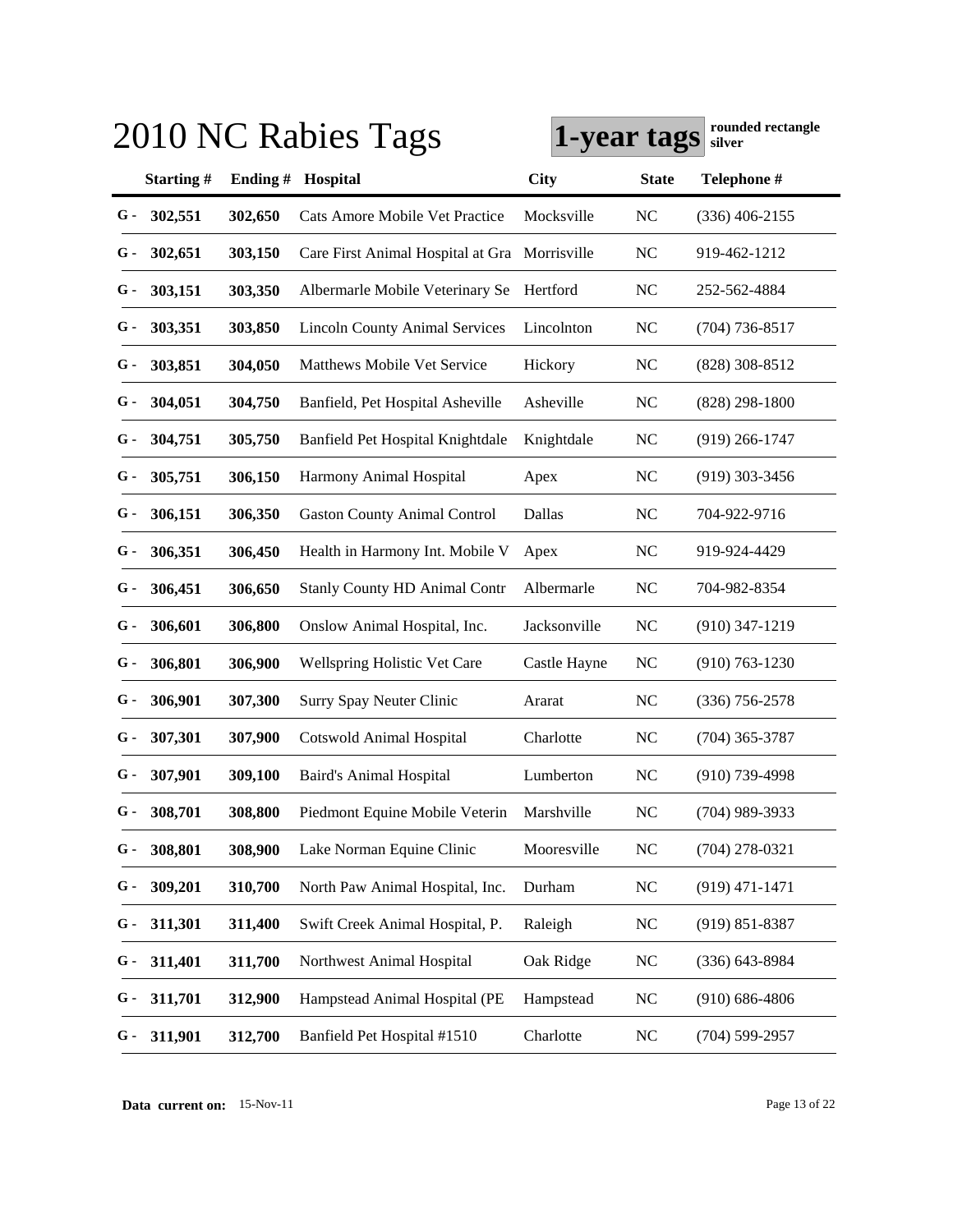# 2010 NC Rabies Tags

**1-year tags** **rounded rectangle silver**

| | Starting # | Ending # | Hospital | City | State | Telephone # |
|---|---|---|---|---|---|---|
| G - | 302,551 | 302,650 | Cats Amore Mobile Vet Practice | Mocksville | NC | (336) 406-2155 |
| G - | 302,651 | 303,150 | Care First Animal Hospital at Gra | Morrisville | NC | 919-462-1212 |
| G - | 303,151 | 303,350 | Albermarle Mobile Veterinary Se | Hertford | NC | 252-562-4884 |
| G - | 303,351 | 303,850 | Lincoln County Animal Services | Lincolnton | NC | (704) 736-8517 |
| G - | 303,851 | 304,050 | Matthews Mobile Vet Service | Hickory | NC | (828) 308-8512 |
| G - | 304,051 | 304,750 | Banfield, Pet Hospital Asheville | Asheville | NC | (828) 298-1800 |
| G - | 304,751 | 305,750 | Banfield Pet Hospital Knightdale | Knightdale | NC | (919) 266-1747 |
| G - | 305,751 | 306,150 | Harmony Animal Hospital | Apex | NC | (919) 303-3456 |
| G - | 306,151 | 306,350 | Gaston County Animal Control | Dallas | NC | 704-922-9716 |
| G - | 306,351 | 306,450 | Health in Harmony Int. Mobile V | Apex | NC | 919-924-4429 |
| G - | 306,451 | 306,650 | Stanly County HD Animal Contr | Albermarle | NC | 704-982-8354 |
| G - | 306,601 | 306,800 | Onslow Animal Hospital, Inc. | Jacksonville | NC | (910) 347-1219 |
| G - | 306,801 | 306,900 | Wellspring Holistic Vet Care | Castle Hayne | NC | (910) 763-1230 |
| G - | 306,901 | 307,300 | Surry Spay Neuter Clinic | Ararat | NC | (336) 756-2578 |
| G - | 307,301 | 307,900 | Cotswold Animal Hospital | Charlotte | NC | (704) 365-3787 |
| G - | 307,901 | 309,100 | Baird's Animal Hospital | Lumberton | NC | (910) 739-4998 |
| G - | 308,701 | 308,800 | Piedmont Equine Mobile Veterin | Marshville | NC | (704) 989-3933 |
| G - | 308,801 | 308,900 | Lake Norman Equine Clinic | Mooresville | NC | (704) 278-0321 |
| G - | 309,201 | 310,700 | North Paw Animal Hospital, Inc. | Durham | NC | (919) 471-1471 |
| G - | 311,301 | 311,400 | Swift Creek Animal Hospital, P. | Raleigh | NC | (919) 851-8387 |
| G - | 311,401 | 311,700 | Northwest Animal Hospital | Oak Ridge | NC | (336) 643-8984 |
| G - | 311,701 | 312,900 | Hampstead Animal Hospital (PE | Hampstead | NC | (910) 686-4806 |
| G - | 311,901 | 312,700 | Banfield Pet Hospital #1510 | Charlotte | NC | (704) 599-2957 |

**Data current on:** 15-Nov-11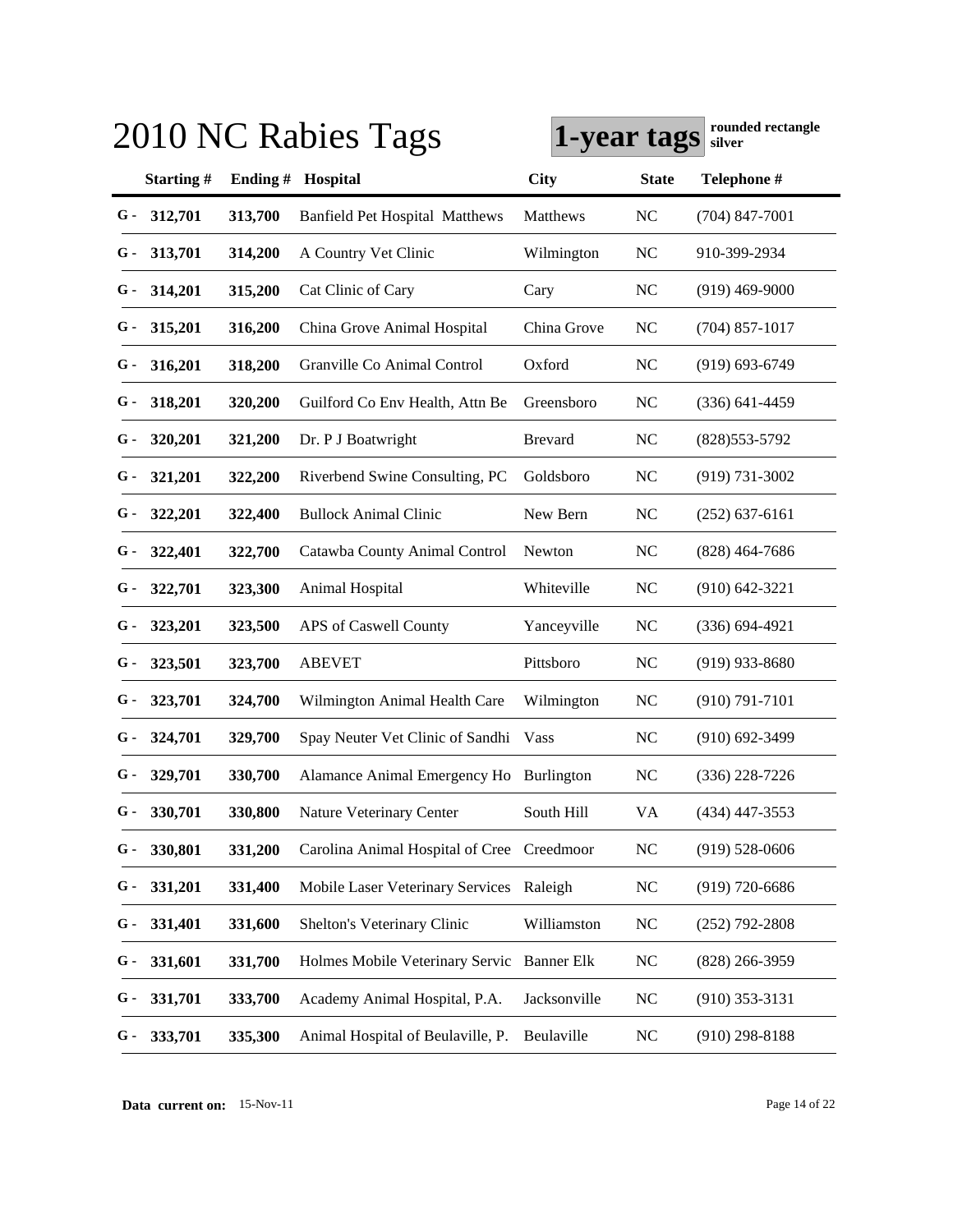# 2010 NC Rabies Tags

**1-year tags** **rounded rectangle silver**

| | Starting # | Ending # | Hospital | City | State | Telephone # |
|---|---|---|---|---|---|---|
| G - | 312,701 | 313,700 | Banfield Pet Hospital Matthews | Matthews | NC | (704) 847-7001 |
| G - | 313,701 | 314,200 | A Country Vet Clinic | Wilmington | NC | 910-399-2934 |
| G - | 314,201 | 315,200 | Cat Clinic of Cary | Cary | NC | (919) 469-9000 |
| G - | 315,201 | 316,200 | China Grove Animal Hospital | China Grove | NC | (704) 857-1017 |
| G - | 316,201 | 318,200 | Granville Co Animal Control | Oxford | NC | (919) 693-6749 |
| G - | 318,201 | 320,200 | Guilford Co Env Health, Attn Be | Greensboro | NC | (336) 641-4459 |
| G - | 320,201 | 321,200 | Dr. P J Boatwright | Brevard | NC | (828)553-5792 |
| G - | 321,201 | 322,200 | Riverbend Swine Consulting, PC | Goldsboro | NC | (919) 731-3002 |
| G - | 322,201 | 322,400 | Bullock Animal Clinic | New Bern | NC | (252) 637-6161 |
| G - | 322,401 | 322,700 | Catawba County Animal Control | Newton | NC | (828) 464-7686 |
| G - | 322,701 | 323,300 | Animal Hospital | Whiteville | NC | (910) 642-3221 |
| G - | 323,201 | 323,500 | APS of Caswell County | Yanceyville | NC | (336) 694-4921 |
| G - | 323,501 | 323,700 | ABEVET | Pittsboro | NC | (919) 933-8680 |
| G - | 323,701 | 324,700 | Wilmington Animal Health Care | Wilmington | NC | (910) 791-7101 |
| G - | 324,701 | 329,700 | Spay Neuter Vet Clinic of Sandhi | Vass | NC | (910) 692-3499 |
| G - | 329,701 | 330,700 | Alamance Animal Emergency Ho | Burlington | NC | (336) 228-7226 |
| G - | 330,701 | 330,800 | Nature Veterinary Center | South Hill | VA | (434) 447-3553 |
| G - | 330,801 | 331,200 | Carolina Animal Hospital of Cree | Creedmoor | NC | (919) 528-0606 |
| G - | 331,201 | 331,400 | Mobile Laser Veterinary Services | Raleigh | NC | (919) 720-6686 |
| G - | 331,401 | 331,600 | Shelton's Veterinary Clinic | Williamston | NC | (252) 792-2808 |
| G - | 331,601 | 331,700 | Holmes Mobile Veterinary Servic | Banner Elk | NC | (828) 266-3959 |
| G - | 331,701 | 333,700 | Academy Animal Hospital, P.A. | Jacksonville | NC | (910) 353-3131 |
| G - | 333,701 | 335,300 | Animal Hospital of Beulaville, P. | Beulaville | NC | (910) 298-8188 |

**Data current on:** 15-Nov-11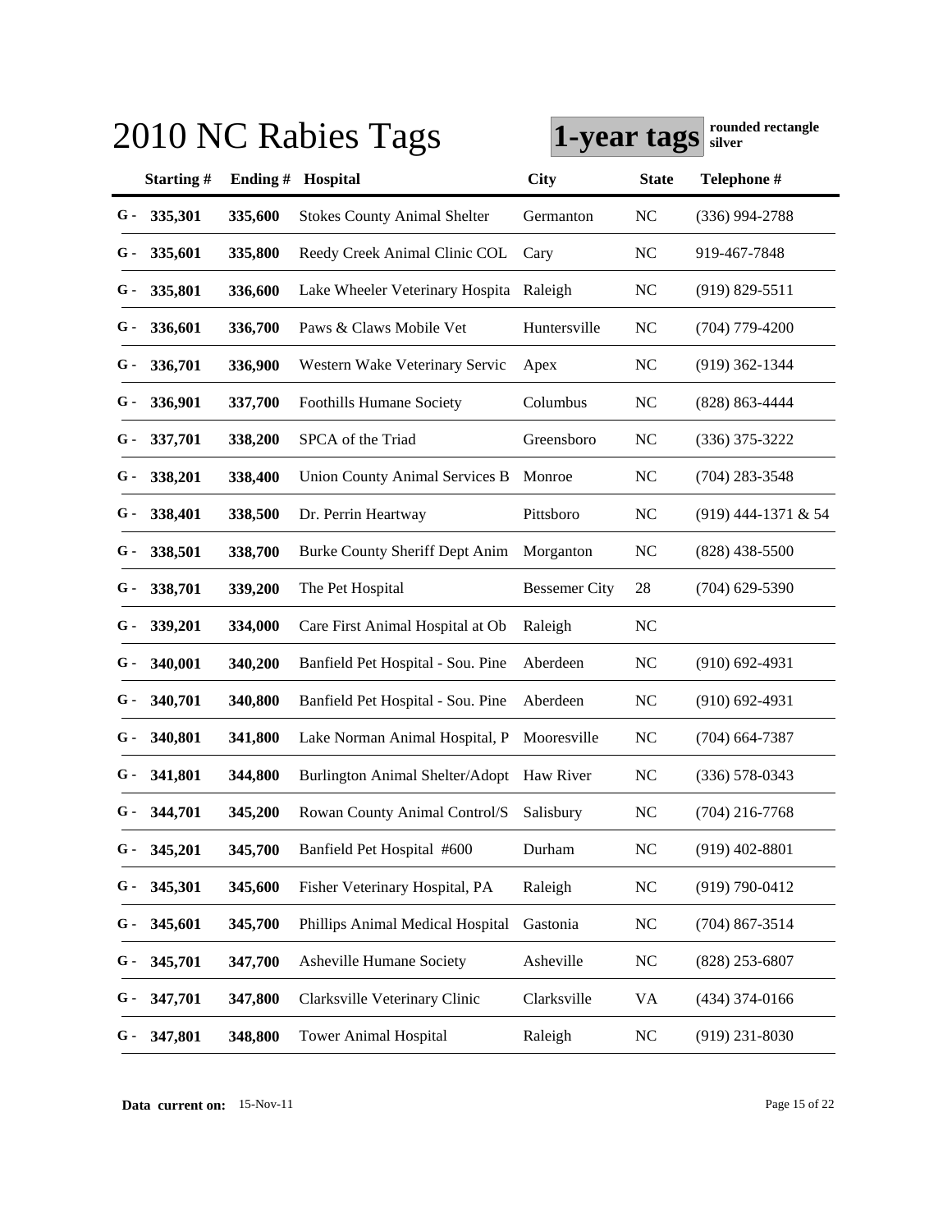# 2010 NC Rabies Tags

**1-year tags** rounded rectangle silver

| | Starting # | Ending # | Hospital | City | State | Telephone # |
|---|---|---|---|---|---|---|
| G - | 335,301 | 335,600 | Stokes County Animal Shelter | Germanton | NC | (336) 994-2788 |
| G - | 335,601 | 335,800 | Reedy Creek Animal Clinic COL | Cary | NC | 919-467-7848 |
| G - | 335,801 | 336,600 | Lake Wheeler Veterinary Hospita | Raleigh | NC | (919) 829-5511 |
| G - | 336,601 | 336,700 | Paws & Claws Mobile Vet | Huntersville | NC | (704) 779-4200 |
| G - | 336,701 | 336,900 | Western Wake Veterinary Servic | Apex | NC | (919) 362-1344 |
| G - | 336,901 | 337,700 | Foothills Humane Society | Columbus | NC | (828) 863-4444 |
| G - | 337,701 | 338,200 | SPCA of the Triad | Greensboro | NC | (336) 375-3222 |
| G - | 338,201 | 338,400 | Union County Animal Services B | Monroe | NC | (704) 283-3548 |
| G - | 338,401 | 338,500 | Dr. Perrin Heartway | Pittsboro | NC | (919) 444-1371 & 54 |
| G - | 338,501 | 338,700 | Burke County Sheriff Dept Anim | Morganton | NC | (828) 438-5500 |
| G - | 338,701 | 339,200 | The Pet Hospital | Bessemer City | 28 | (704) 629-5390 |
| G - | 339,201 | 334,000 | Care First Animal Hospital at Ob | Raleigh | NC | |
| G - | 340,001 | 340,200 | Banfield Pet Hospital - Sou. Pine | Aberdeen | NC | (910) 692-4931 |
| G - | 340,701 | 340,800 | Banfield Pet Hospital - Sou. Pine | Aberdeen | NC | (910) 692-4931 |
| G - | 340,801 | 341,800 | Lake Norman Animal Hospital, P | Mooresville | NC | (704) 664-7387 |
| G - | 341,801 | 344,800 | Burlington Animal Shelter/Adopt | Haw River | NC | (336) 578-0343 |
| G - | 344,701 | 345,200 | Rowan County Animal Control/S | Salisbury | NC | (704) 216-7768 |
| G - | 345,201 | 345,700 | Banfield Pet Hospital #600 | Durham | NC | (919) 402-8801 |
| G - | 345,301 | 345,600 | Fisher Veterinary Hospital, PA | Raleigh | NC | (919) 790-0412 |
| G - | 345,601 | 345,700 | Phillips Animal Medical Hospital | Gastonia | NC | (704) 867-3514 |
| G - | 345,701 | 347,700 | Asheville Humane Society | Asheville | NC | (828) 253-6807 |
| G - | 347,701 | 347,800 | Clarksville Veterinary Clinic | Clarksville | VA | (434) 374-0166 |
| G - | 347,801 | 348,800 | Tower Animal Hospital | Raleigh | NC | (919) 231-8030 |

**Data current on:** 15-Nov-11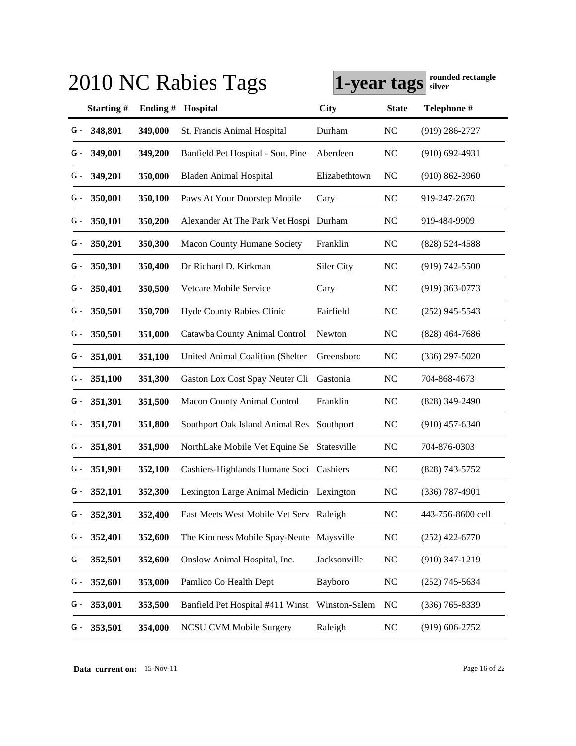# 2010 NC Rabies Tags

**1-year tags** **rounded rectangle silver**

| | Starting # | Ending # | Hospital | City | State | Telephone # |
|---|---|---|---|---|---|---|
| G - | 348,801 | 349,000 | St. Francis Animal Hospital | Durham | NC | (919) 286-2727 |
| G - | 349,001 | 349,200 | Banfield Pet Hospital - Sou. Pine | Aberdeen | NC | (910) 692-4931 |
| G - | 349,201 | 350,000 | Bladen Animal Hospital | Elizabethtown | NC | (910) 862-3960 |
| G - | 350,001 | 350,100 | Paws At Your Doorstep Mobile | Cary | NC | 919-247-2670 |
| G - | 350,101 | 350,200 | Alexander At The Park Vet Hospi | Durham | NC | 919-484-9909 |
| G - | 350,201 | 350,300 | Macon County Humane Society | Franklin | NC | (828) 524-4588 |
| G - | 350,301 | 350,400 | Dr Richard D. Kirkman | Siler City | NC | (919) 742-5500 |
| G - | 350,401 | 350,500 | Vetcare Mobile Service | Cary | NC | (919) 363-0773 |
| G - | 350,501 | 350,700 | Hyde County Rabies Clinic | Fairfield | NC | (252) 945-5543 |
| G - | 350,501 | 351,000 | Catawba County Animal Control | Newton | NC | (828) 464-7686 |
| G - | 351,001 | 351,100 | United Animal Coalition (Shelter | Greensboro | NC | (336) 297-5020 |
| G - | 351,100 | 351,300 | Gaston Lox Cost Spay Neuter Cli | Gastonia | NC | 704-868-4673 |
| G - | 351,301 | 351,500 | Macon County Animal Control | Franklin | NC | (828) 349-2490 |
| G - | 351,701 | 351,800 | Southport Oak Island Animal Res | Southport | NC | (910) 457-6340 |
| G - | 351,801 | 351,900 | NorthLake Mobile Vet Equine Se | Statesville | NC | 704-876-0303 |
| G - | 351,901 | 352,100 | Cashiers-Highlands Humane Soci | Cashiers | NC | (828) 743-5752 |
| G - | 352,101 | 352,300 | Lexington Large Animal Medicin | Lexington | NC | (336) 787-4901 |
| G - | 352,301 | 352,400 | East Meets West Mobile Vet Serv | Raleigh | NC | 443-756-8600 cell |
| G - | 352,401 | 352,600 | The Kindness Mobile Spay-Neute | Maysville | NC | (252) 422-6770 |
| G - | 352,501 | 352,600 | Onslow Animal Hospital, Inc. | Jacksonville | NC | (910) 347-1219 |
| G - | 352,601 | 353,000 | Pamlico Co Health Dept | Bayboro | NC | (252) 745-5634 |
| G - | 353,001 | 353,500 | Banfield Pet Hospital #411 Winst | Winston-Salem | NC | (336) 765-8339 |
| G - | 353,501 | 354,000 | NCSU CVM Mobile Surgery | Raleigh | NC | (919) 606-2752 |

**Data current on:** 15-Nov-11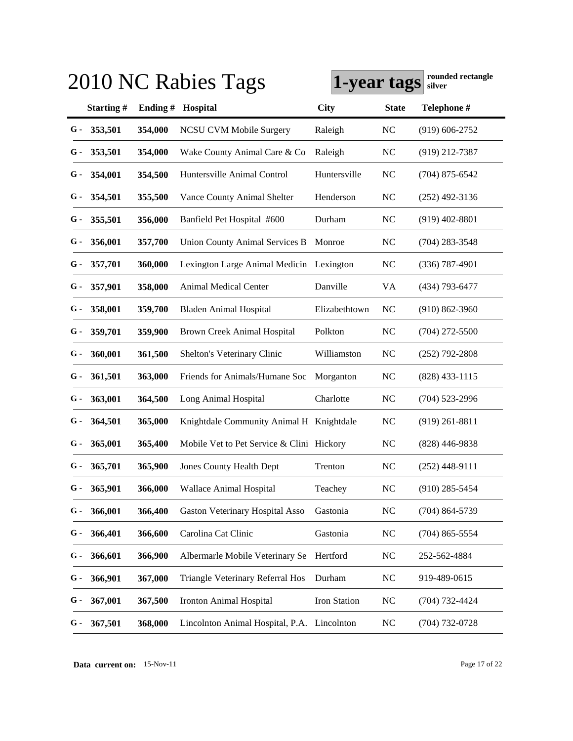# 2010 NC Rabies Tags

**1-year tags** **rounded rectangle silver**

| | Starting # | Ending # | Hospital | City | State | Telephone # |
|---|---|---|---|---|---|---|
| G - | 353,501 | 354,000 | NCSU CVM Mobile Surgery | Raleigh | NC | (919) 606-2752 |
| G - | 353,501 | 354,000 | Wake County Animal Care & Co | Raleigh | NC | (919) 212-7387 |
| G - | 354,001 | 354,500 | Huntersville Animal Control | Huntersville | NC | (704) 875-6542 |
| G - | 354,501 | 355,500 | Vance County Animal Shelter | Henderson | NC | (252) 492-3136 |
| G - | 355,501 | 356,000 | Banfield Pet Hospital #600 | Durham | NC | (919) 402-8801 |
| G - | 356,001 | 357,700 | Union County Animal Services B | Monroe | NC | (704) 283-3548 |
| G - | 357,701 | 360,000 | Lexington Large Animal Medicin | Lexington | NC | (336) 787-4901 |
| G - | 357,901 | 358,000 | Animal Medical Center | Danville | VA | (434) 793-6477 |
| G - | 358,001 | 359,700 | Bladen Animal Hospital | Elizabethtown | NC | (910) 862-3960 |
| G - | 359,701 | 359,900 | Brown Creek Animal Hospital | Polkton | NC | (704) 272-5500 |
| G - | 360,001 | 361,500 | Shelton's Veterinary Clinic | Williamston | NC | (252) 792-2808 |
| G - | 361,501 | 363,000 | Friends for Animals/Humane Soc | Morganton | NC | (828) 433-1115 |
| G - | 363,001 | 364,500 | Long Animal Hospital | Charlotte | NC | (704) 523-2996 |
| G - | 364,501 | 365,000 | Knightdale Community Animal H | Knightdale | NC | (919) 261-8811 |
| G - | 365,001 | 365,400 | Mobile Vet to Pet Service & Clini | Hickory | NC | (828) 446-9838 |
| G - | 365,701 | 365,900 | Jones County Health Dept | Trenton | NC | (252) 448-9111 |
| G - | 365,901 | 366,000 | Wallace Animal Hospital | Teachey | NC | (910) 285-5454 |
| G - | 366,001 | 366,400 | Gaston Veterinary Hospital Asso | Gastonia | NC | (704) 864-5739 |
| G - | 366,401 | 366,600 | Carolina Cat Clinic | Gastonia | NC | (704) 865-5554 |
| G - | 366,601 | 366,900 | Albermarle Mobile Veterinary Se | Hertford | NC | 252-562-4884 |
| G - | 366,901 | 367,000 | Triangle Veterinary Referral Hos | Durham | NC | 919-489-0615 |
| G - | 367,001 | 367,500 | Ironton Animal Hospital | Iron Station | NC | (704) 732-4424 |
| G - | 367,501 | 368,000 | Lincolnton Animal Hospital, P.A. | Lincolnton | NC | (704) 732-0728 |

**Data current on:** 15-Nov-11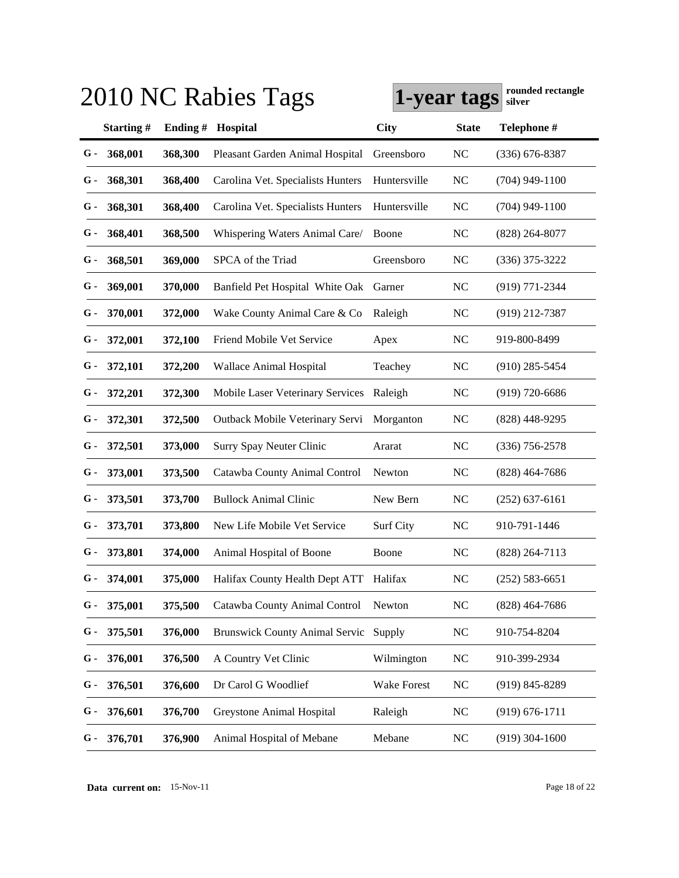# 2010 NC Rabies Tags

**1-year tags** **rounded rectangle silver**

| | Starting # | Ending # | Hospital | City | State | Telephone # |
|---|---|---|---|---|---|---|
| G - | 368,001 | 368,300 | Pleasant Garden Animal Hospital | Greensboro | NC | (336) 676-8387 |
| G - | 368,301 | 368,400 | Carolina Vet. Specialists Hunters | Huntersville | NC | (704) 949-1100 |
| G - | 368,301 | 368,400 | Carolina Vet. Specialists Hunters | Huntersville | NC | (704) 949-1100 |
| G - | 368,401 | 368,500 | Whispering Waters Animal Care/ | Boone | NC | (828) 264-8077 |
| G - | 368,501 | 369,000 | SPCA of the Triad | Greensboro | NC | (336) 375-3222 |
| G - | 369,001 | 370,000 | Banfield Pet Hospital White Oak | Garner | NC | (919) 771-2344 |
| G - | 370,001 | 372,000 | Wake County Animal Care & Co | Raleigh | NC | (919) 212-7387 |
| G - | 372,001 | 372,100 | Friend Mobile Vet Service | Apex | NC | 919-800-8499 |
| G - | 372,101 | 372,200 | Wallace Animal Hospital | Teachey | NC | (910) 285-5454 |
| G - | 372,201 | 372,300 | Mobile Laser Veterinary Services | Raleigh | NC | (919) 720-6686 |
| G - | 372,301 | 372,500 | Outback Mobile Veterinary Servi | Morganton | NC | (828) 448-9295 |
| G - | 372,501 | 373,000 | Surry Spay Neuter Clinic | Ararat | NC | (336) 756-2578 |
| G - | 373,001 | 373,500 | Catawba County Animal Control | Newton | NC | (828) 464-7686 |
| G - | 373,501 | 373,700 | Bullock Animal Clinic | New Bern | NC | (252) 637-6161 |
| G - | 373,701 | 373,800 | New Life Mobile Vet Service | Surf City | NC | 910-791-1446 |
| G - | 373,801 | 374,000 | Animal Hospital of Boone | Boone | NC | (828) 264-7113 |
| G - | 374,001 | 375,000 | Halifax County Health Dept ATT | Halifax | NC | (252) 583-6651 |
| G - | 375,001 | 375,500 | Catawba County Animal Control | Newton | NC | (828) 464-7686 |
| G - | 375,501 | 376,000 | Brunswick County Animal Servic | Supply | NC | 910-754-8204 |
| G - | 376,001 | 376,500 | A Country Vet Clinic | Wilmington | NC | 910-399-2934 |
| G - | 376,501 | 376,600 | Dr Carol G Woodlief | Wake Forest | NC | (919) 845-8289 |
| G - | 376,601 | 376,700 | Greystone Animal Hospital | Raleigh | NC | (919) 676-1711 |
| G - | 376,701 | 376,900 | Animal Hospital of Mebane | Mebane | NC | (919) 304-1600 |

**Data current on:** 15-Nov-11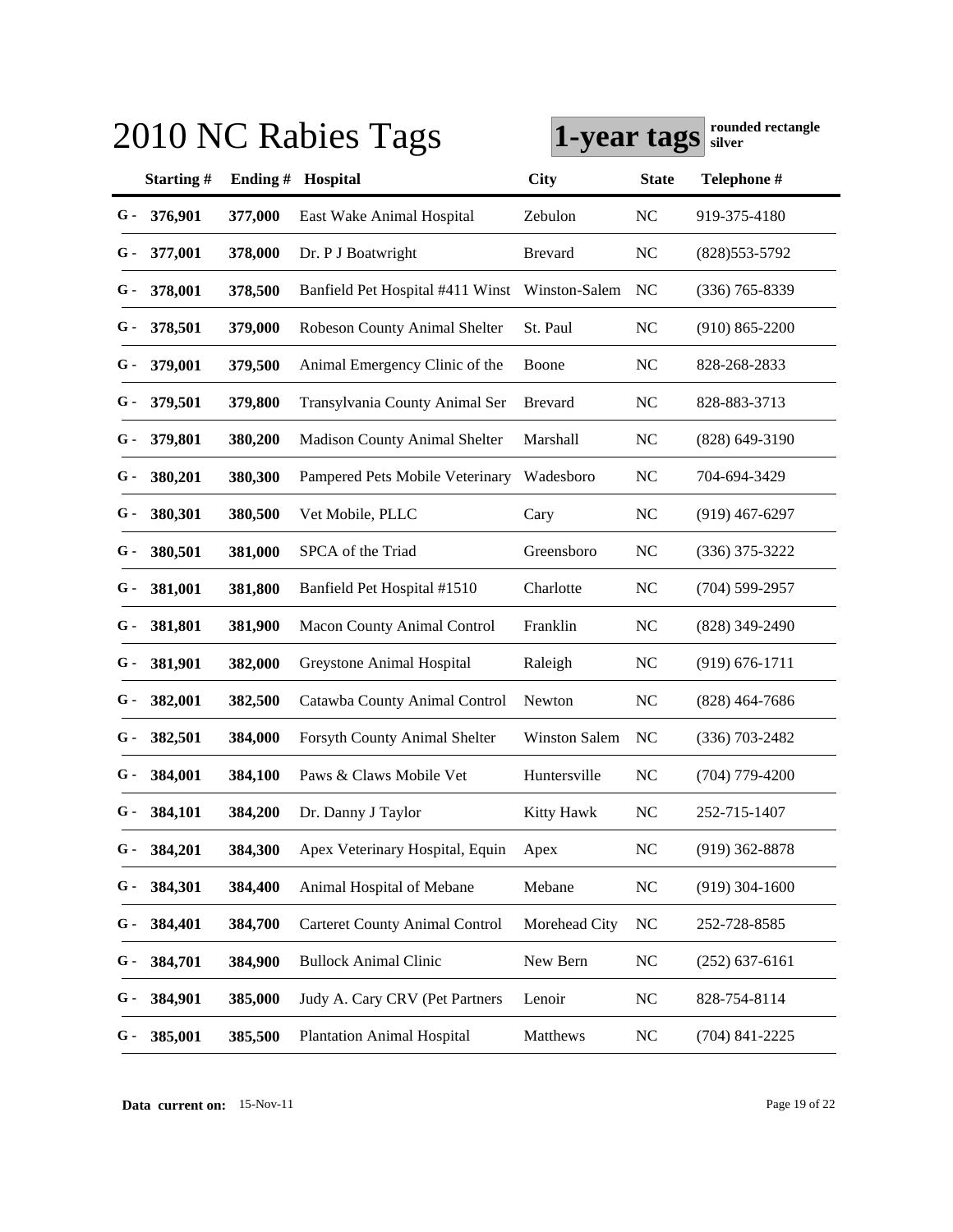# 2010 NC Rabies Tags

**1-year tags** **rounded rectangle silver**

| | Starting # | Ending # | Hospital | City | State | Telephone # |
|---|---|---|---|---|---|---|
| G - | **376,901** | **377,000** | East Wake Animal Hospital | Zebulon | NC | 919-375-4180 |
| G - | **377,001** | **378,000** | Dr. P J Boatwright | Brevard | NC | (828)553-5792 |
| G - | **378,001** | **378,500** | Banfield Pet Hospital #411 Winst | Winston-Salem | NC | (336) 765-8339 |
| G - | **378,501** | **379,000** | Robeson County Animal Shelter | St. Paul | NC | (910) 865-2200 |
| G - | **379,001** | **379,500** | Animal Emergency Clinic of the | Boone | NC | 828-268-2833 |
| G - | **379,501** | **379,800** | Transylvania County Animal Ser | Brevard | NC | 828-883-3713 |
| G - | **379,801** | **380,200** | Madison County Animal Shelter | Marshall | NC | (828) 649-3190 |
| G - | **380,201** | **380,300** | Pampered Pets Mobile Veterinary | Wadesboro | NC | 704-694-3429 |
| G - | **380,301** | **380,500** | Vet Mobile, PLLC | Cary | NC | (919) 467-6297 |
| G - | **380,501** | **381,000** | SPCA of the Triad | Greensboro | NC | (336) 375-3222 |
| G - | **381,001** | **381,800** | Banfield Pet Hospital #1510 | Charlotte | NC | (704) 599-2957 |
| G - | **381,801** | **381,900** | Macon County Animal Control | Franklin | NC | (828) 349-2490 |
| G - | **381,901** | **382,000** | Greystone Animal Hospital | Raleigh | NC | (919) 676-1711 |
| G - | **382,001** | **382,500** | Catawba County Animal Control | Newton | NC | (828) 464-7686 |
| G - | **382,501** | **384,000** | Forsyth County Animal Shelter | Winston Salem | NC | (336) 703-2482 |
| G - | **384,001** | **384,100** | Paws & Claws Mobile Vet | Huntersville | NC | (704) 779-4200 |
| G - | **384,101** | **384,200** | Dr. Danny J Taylor | Kitty Hawk | NC | 252-715-1407 |
| G - | **384,201** | **384,300** | Apex Veterinary Hospital, Equin | Apex | NC | (919) 362-8878 |
| G - | **384,301** | **384,400** | Animal Hospital of Mebane | Mebane | NC | (919) 304-1600 |
| G - | **384,401** | **384,700** | Carteret County Animal Control | Morehead City | NC | 252-728-8585 |
| G - | **384,701** | **384,900** | Bullock Animal Clinic | New Bern | NC | (252) 637-6161 |
| G - | **384,901** | **385,000** | Judy A. Cary CRV (Pet Partners | Lenoir | NC | 828-754-8114 |
| G - | **385,001** | **385,500** | Plantation Animal Hospital | Matthews | NC | (704) 841-2225 |

**Data current on:** 15-Nov-11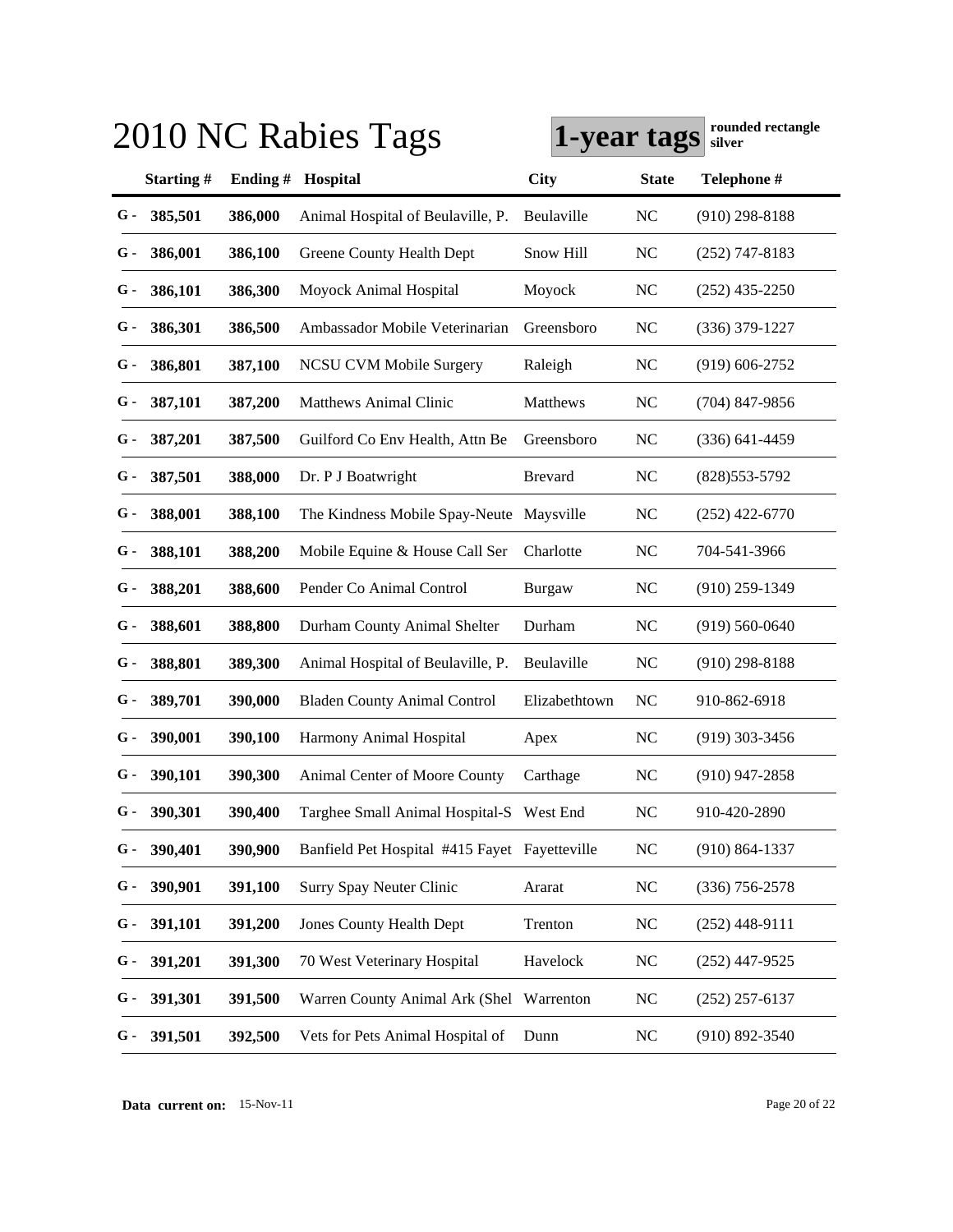# 2010 NC Rabies Tags

**1-year tags** **rounded rectangle silver**

| | Starting # | Ending # | Hospital | City | State | Telephone # |
|---|---|---|---|---|---|---|
| G - | 385,501 | 386,000 | Animal Hospital of Beulaville, P. | Beulaville | NC | (910) 298-8188 |
| G - | 386,001 | 386,100 | Greene County Health Dept | Snow Hill | NC | (252) 747-8183 |
| G - | 386,101 | 386,300 | Moyock Animal Hospital | Moyock | NC | (252) 435-2250 |
| G - | 386,301 | 386,500 | Ambassador Mobile Veterinarian | Greensboro | NC | (336) 379-1227 |
| G - | 386,801 | 387,100 | NCSU CVM Mobile Surgery | Raleigh | NC | (919) 606-2752 |
| G - | 387,101 | 387,200 | Matthews Animal Clinic | Matthews | NC | (704) 847-9856 |
| G - | 387,201 | 387,500 | Guilford Co Env Health, Attn Be | Greensboro | NC | (336) 641-4459 |
| G - | 387,501 | 388,000 | Dr. P J Boatwright | Brevard | NC | (828)553-5792 |
| G - | 388,001 | 388,100 | The Kindness Mobile Spay-Neute | Maysville | NC | (252) 422-6770 |
| G - | 388,101 | 388,200 | Mobile Equine & House Call Ser | Charlotte | NC | 704-541-3966 |
| G - | 388,201 | 388,600 | Pender Co Animal Control | Burgaw | NC | (910) 259-1349 |
| G - | 388,601 | 388,800 | Durham County Animal Shelter | Durham | NC | (919) 560-0640 |
| G - | 388,801 | 389,300 | Animal Hospital of Beulaville, P. | Beulaville | NC | (910) 298-8188 |
| G - | 389,701 | 390,000 | Bladen County Animal Control | Elizabethtown | NC | 910-862-6918 |
| G - | 390,001 | 390,100 | Harmony Animal Hospital | Apex | NC | (919) 303-3456 |
| G - | 390,101 | 390,300 | Animal Center of Moore County | Carthage | NC | (910) 947-2858 |
| G - | 390,301 | 390,400 | Targhee Small Animal Hospital-S | West End | NC | 910-420-2890 |
| G - | 390,401 | 390,900 | Banfield Pet Hospital #415 Fayet | Fayetteville | NC | (910) 864-1337 |
| G - | 390,901 | 391,100 | Surry Spay Neuter Clinic | Ararat | NC | (336) 756-2578 |
| G - | 391,101 | 391,200 | Jones County Health Dept | Trenton | NC | (252) 448-9111 |
| G - | 391,201 | 391,300 | 70 West Veterinary Hospital | Havelock | NC | (252) 447-9525 |
| G - | 391,301 | 391,500 | Warren County Animal Ark (Shel | Warrenton | NC | (252) 257-6137 |
| G - | 391,501 | 392,500 | Vets for Pets Animal Hospital of | Dunn | NC | (910) 892-3540 |

**Data current on:** 15-Nov-11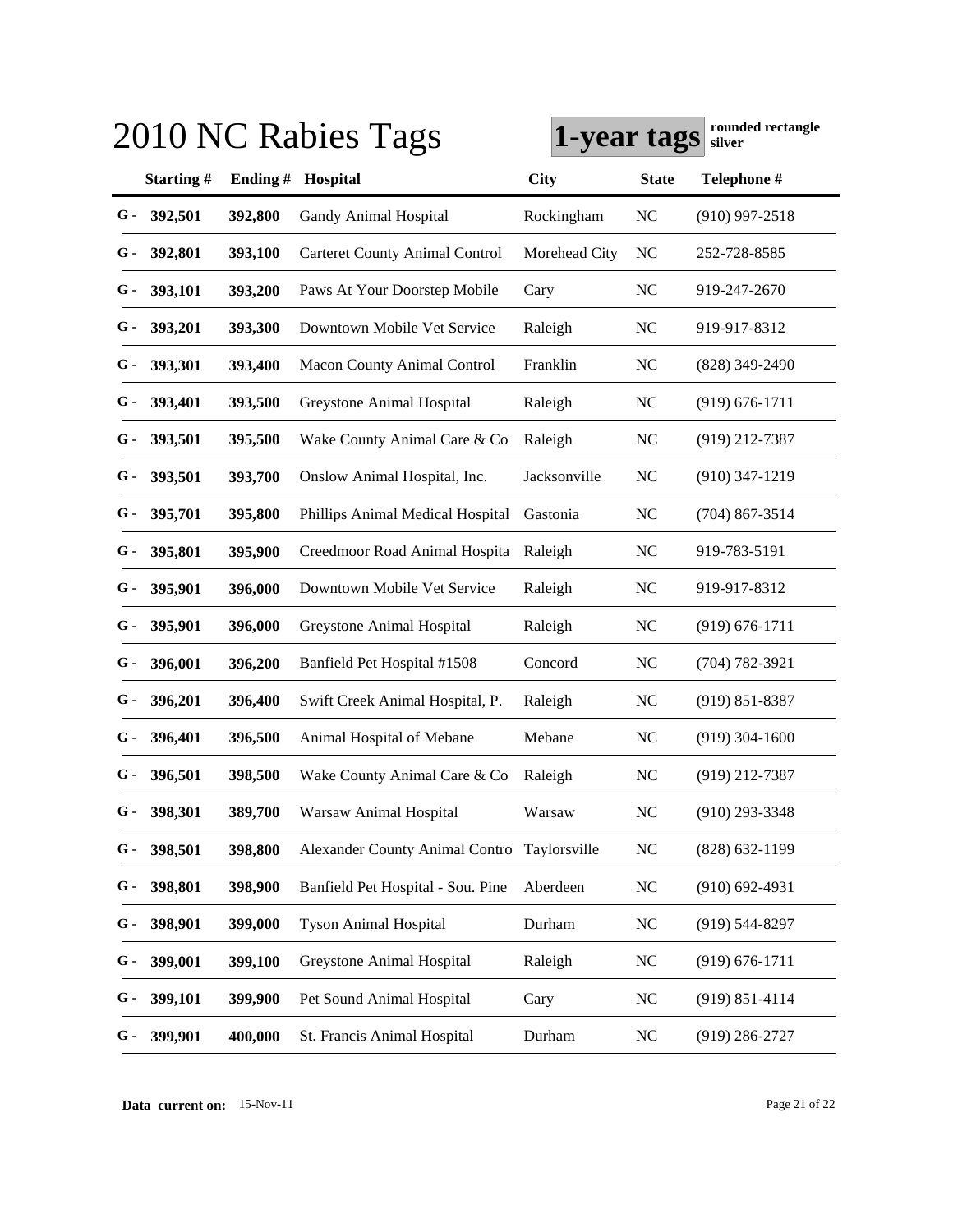# 2010 NC Rabies Tags

**1-year tags** **rounded rectangle silver**

| | Starting # | Ending # | Hospital | City | State | Telephone # |
|---|---|---|---|---|---|---|
| G - | 392,501 | 392,800 | Gandy Animal Hospital | Rockingham | NC | (910) 997-2518 |
| G - | 392,801 | 393,100 | Carteret County Animal Control | Morehead City | NC | 252-728-8585 |
| G - | 393,101 | 393,200 | Paws At Your Doorstep Mobile | Cary | NC | 919-247-2670 |
| G - | 393,201 | 393,300 | Downtown Mobile Vet Service | Raleigh | NC | 919-917-8312 |
| G - | 393,301 | 393,400 | Macon County Animal Control | Franklin | NC | (828) 349-2490 |
| G - | 393,401 | 393,500 | Greystone Animal Hospital | Raleigh | NC | (919) 676-1711 |
| G - | 393,501 | 395,500 | Wake County Animal Care & Co | Raleigh | NC | (919) 212-7387 |
| G - | 393,501 | 393,700 | Onslow Animal Hospital, Inc. | Jacksonville | NC | (910) 347-1219 |
| G - | 395,701 | 395,800 | Phillips Animal Medical Hospital | Gastonia | NC | (704) 867-3514 |
| G - | 395,801 | 395,900 | Creedmoor Road Animal Hospita | Raleigh | NC | 919-783-5191 |
| G - | 395,901 | 396,000 | Downtown Mobile Vet Service | Raleigh | NC | 919-917-8312 |
| G - | 395,901 | 396,000 | Greystone Animal Hospital | Raleigh | NC | (919) 676-1711 |
| G - | 396,001 | 396,200 | Banfield Pet Hospital #1508 | Concord | NC | (704) 782-3921 |
| G - | 396,201 | 396,400 | Swift Creek Animal Hospital, P. | Raleigh | NC | (919) 851-8387 |
| G - | 396,401 | 396,500 | Animal Hospital of Mebane | Mebane | NC | (919) 304-1600 |
| G - | 396,501 | 398,500 | Wake County Animal Care & Co | Raleigh | NC | (919) 212-7387 |
| G - | 398,301 | 389,700 | Warsaw Animal Hospital | Warsaw | NC | (910) 293-3348 |
| G - | 398,501 | 398,800 | Alexander County Animal Contro | Taylorsville | NC | (828) 632-1199 |
| G - | 398,801 | 398,900 | Banfield Pet Hospital - Sou. Pine | Aberdeen | NC | (910) 692-4931 |
| G - | 398,901 | 399,000 | Tyson Animal Hospital | Durham | NC | (919) 544-8297 |
| G - | 399,001 | 399,100 | Greystone Animal Hospital | Raleigh | NC | (919) 676-1711 |
| G - | 399,101 | 399,900 | Pet Sound Animal Hospital | Cary | NC | (919) 851-4114 |
| G - | 399,901 | 400,000 | St. Francis Animal Hospital | Durham | NC | (919) 286-2727 |

**Data current on:** 15-Nov-11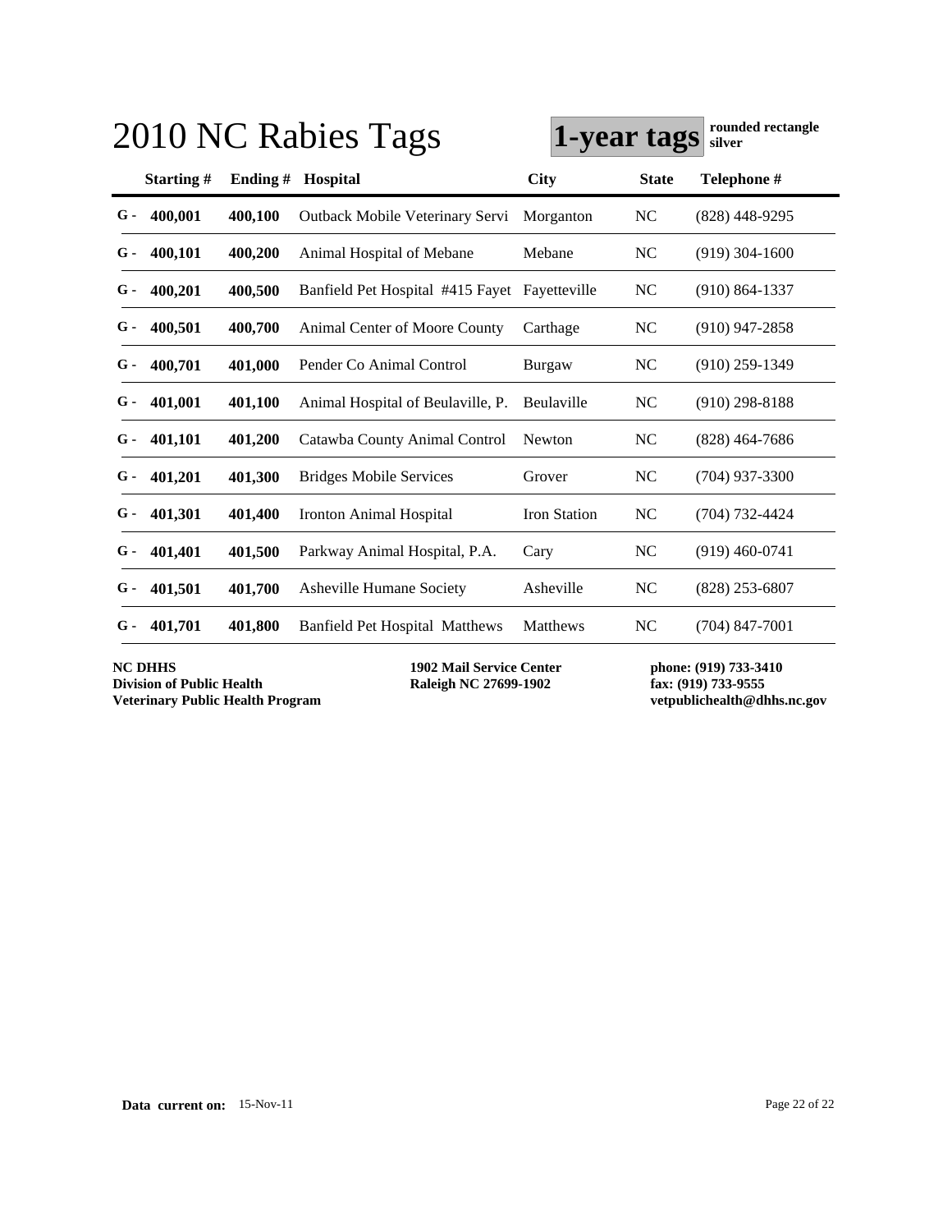# 2010 NC Rabies Tags

**1-year tags** **rounded rectangle silver**

| | Starting # | Ending # | Hospital | City | State | Telephone # |
|---|---|---|---|---|---|---|
| G - | 400,001 | 400,100 | Outback Mobile Veterinary Servi | Morganton | NC | (828) 448-9295 |
| G - | 400,101 | 400,200 | Animal Hospital of Mebane | Mebane | NC | (919) 304-1600 |
| G - | 400,201 | 400,500 | Banfield Pet Hospital #415 Fayet | Fayetteville | NC | (910) 864-1337 |
| G - | 400,501 | 400,700 | Animal Center of Moore County | Carthage | NC | (910) 947-2858 |
| G - | 400,701 | 401,000 | Pender Co Animal Control | Burgaw | NC | (910) 259-1349 |
| G - | 401,001 | 401,100 | Animal Hospital of Beulaville, P. | Beulaville | NC | (910) 298-8188 |
| G - | 401,101 | 401,200 | Catawba County Animal Control | Newton | NC | (828) 464-7686 |
| G - | 401,201 | 401,300 | Bridges Mobile Services | Grover | NC | (704) 937-3300 |
| G - | 401,301 | 401,400 | Ironton Animal Hospital | Iron Station | NC | (704) 732-4424 |
| G - | 401,401 | 401,500 | Parkway Animal Hospital, P.A. | Cary | NC | (919) 460-0741 |
| G - | 401,501 | 401,700 | Asheville Humane Society | Asheville | NC | (828) 253-6807 |
| G - | 401,701 | 401,800 | Banfield Pet Hospital Matthews | Matthews | NC | (704) 847-7001 |

**NC DHHS**
**Division of Public Health**
**Veterinary Public Health Program**

**1902 Mail Service Center**
**Raleigh NC 27699-1902**

**phone: (919) 733-3410**
**fax: (919) 733-9555**
**vetpublichealth@dhhs.nc.gov**

**Data current on:** 15-Nov-11